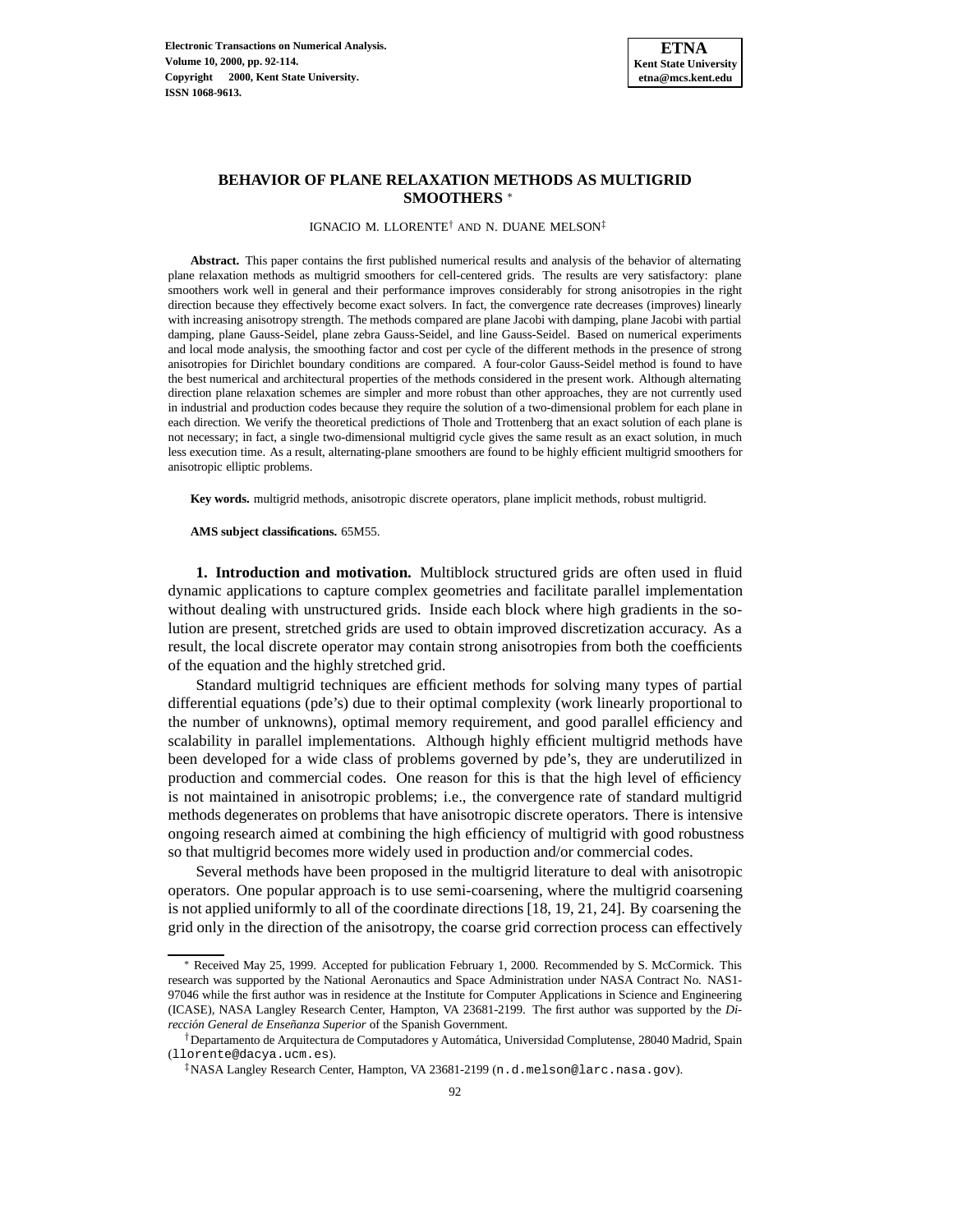# BEHAVIOR OF PLANE RELAXATION METHODS AS MULTIGRID SMOOTHERS *

IGNACIO M. LLORENTE† AND N. DUANE MELSON‡

**Abstract.** This paper contains the first published numerical results and analysis of the behavior of alternating plane relaxation methods as multigrid smoothers for cell-centered grids. The results are very satisfactory: plane smoothers work well in general and their performance improves considerably for strong anisotropies in the right direction because they effectively become exact solvers. In fact, the convergence rate decreases (improves) linearly with increasing anisotropy strength. The methods compared are plane Jacobi with damping, plane Jacobi with partial damping, plane Gauss-Seidel, plane zebra Gauss-Seidel, and line Gauss-Seidel. Based on numerical experiments and local mode analysis, the smoothing factor and cost per cycle of the different methods in the presence of strong anisotropies for Dirichlet boundary conditions are compared. A four-color Gauss-Seidel method is found to have the best numerical and architectural properties of the methods considered in the present work. Although alternating direction plane relaxation schemes are simpler and more robust than other approaches, they are not currently used in industrial and production codes because they require the solution of a two-dimensional problem for each plane in each direction. We verify the theoretical predictions of Thole and Trottenberg that an exact solution of each plane is not necessary; in fact, a single two-dimensional multigrid cycle gives the same result as an exact solution, in much less execution time. As a result, alternating-plane smoothers are found to be highly efficient multigrid smoothers for anisotropic elliptic problems.

**Key words.** multigrid methods, anisotropic discrete operators, plane implicit methods, robust multigrid.

**AMS subject classifications.** 65M55.

**1. Introduction and motivation.** Multiblock structured grids are often used in fluid dynamic applications to capture complex geometries and facilitate parallel implementation without dealing with unstructured grids. Inside each block where high gradients in the solution are present, stretched grids are used to obtain improved discretization accuracy. As a result, the local discrete operator may contain strong anisotropies from both the coefficients of the equation and the highly stretched grid.

Standard multigrid techniques are efficient methods for solving many types of partial differential equations (pde's) due to their optimal complexity (work linearly proportional to the number of unknowns), optimal memory requirement, and good parallel efficiency and scalability in parallel implementations. Although highly efficient multigrid methods have been developed for a wide class of problems governed by pde's, they are underutilized in production and commercial codes. One reason for this is that the high level of efficiency is not maintained in anisotropic problems; i.e., the convergence rate of standard multigrid methods degenerates on problems that have anisotropic discrete operators. There is intensive ongoing research aimed at combining the high efficiency of multigrid with good robustness so that multigrid becomes more widely used in production and/or commercial codes.

Several methods have been proposed in the multigrid literature to deal with anisotropic operators. One popular approach is to use semi-coarsening, where the multigrid coarsening is not applied uniformly to all of the coordinate directions [18, 19, 21, 24]. By coarsening the grid only in the direction of the anisotropy, the coarse grid correction process can effectively

---

* Received May 25, 1999. Accepted for publication February 1, 2000. Recommended by S. McCormick. This research was supported by the National Aeronautics and Space Administration under NASA Contract No. NAS1-97046 while the first author was in residence at the Institute for Computer Applications in Science and Engineering (ICASE), NASA Langley Research Center, Hampton, VA 23681-2199. The first author was supported by the *Dirección General de Enseñanza Superior* of the Spanish Government.

† Departamento de Arquitectura de Computadores y Automática, Universidad Complutense, 28040 Madrid, Spain (llorente@dacya.ucm.es).

‡ NASA Langley Research Center, Hampton, VA 23681-2199 (n.d.melson@larc.nasa.gov).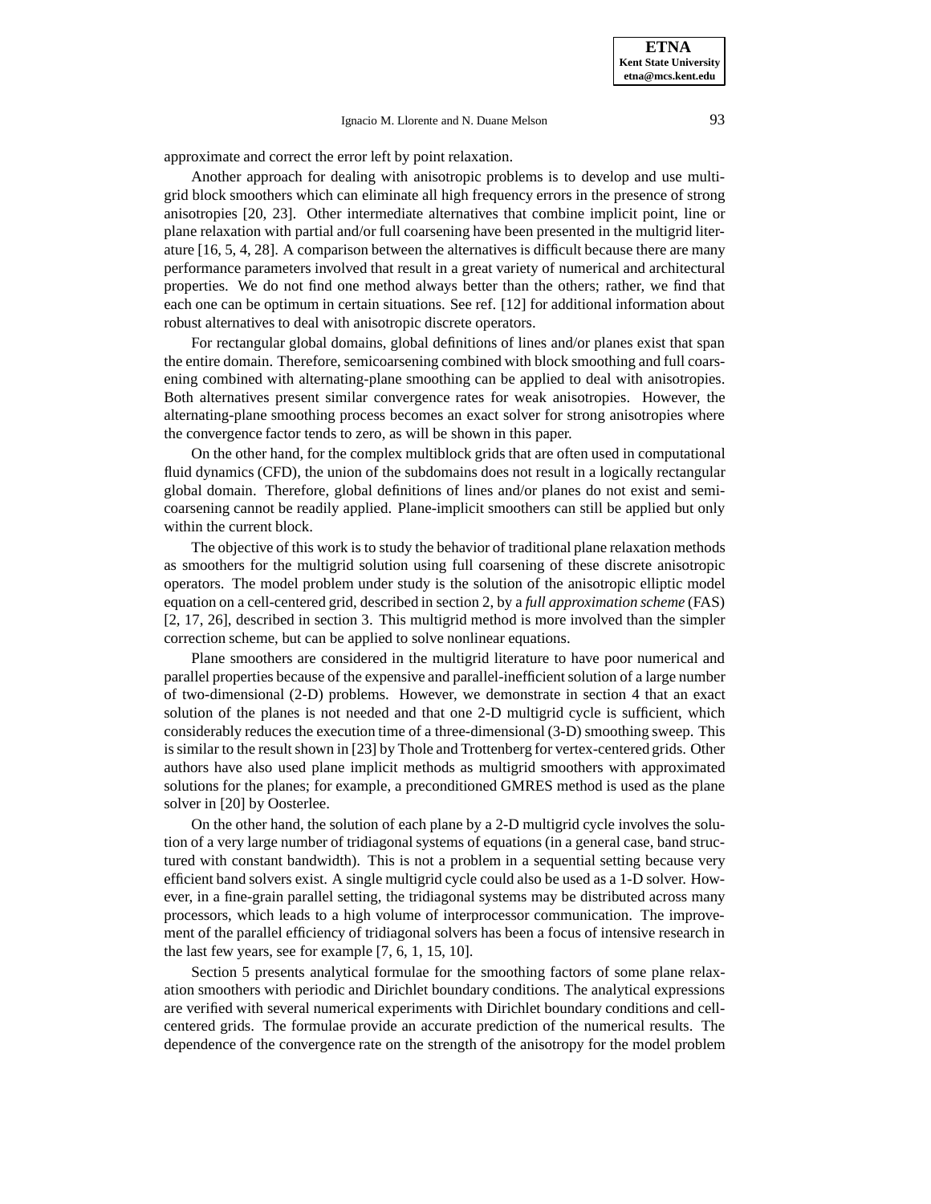approximate and correct the error left by point relaxation.

Another approach for dealing with anisotropic problems is to develop and use multigrid block smoothers which can eliminate all high frequency errors in the presence of strong anisotropies [20, 23]. Other intermediate alternatives that combine implicit point, line or plane relaxation with partial and/or full coarsening have been presented in the multigrid literature [16, 5, 4, 28]. A comparison between the alternatives is difficult because there are many performance parameters involved that result in a great variety of numerical and architectural properties. We do not find one method always better than the others; rather, we find that each one can be optimum in certain situations. See ref. [12] for additional information about robust alternatives to deal with anisotropic discrete operators.

For rectangular global domains, global definitions of lines and/or planes exist that span the entire domain. Therefore, semicoarsening combined with block smoothing and full coarsening combined with alternating-plane smoothing can be applied to deal with anisotropies. Both alternatives present similar convergence rates for weak anisotropies. However, the alternating-plane smoothing process becomes an exact solver for strong anisotropies where the convergence factor tends to zero, as will be shown in this paper.

On the other hand, for the complex multiblock grids that are often used in computational fluid dynamics (CFD), the union of the subdomains does not result in a logically rectangular global domain. Therefore, global definitions of lines and/or planes do not exist and semicoarsening cannot be readily applied. Plane-implicit smoothers can still be applied but only within the current block.

The objective of this work is to study the behavior of traditional plane relaxation methods as smoothers for the multigrid solution using full coarsening of these discrete anisotropic operators. The model problem under study is the solution of the anisotropic elliptic model equation on a cell-centered grid, described in section 2, by a *full approximation scheme* (FAS) [2, 17, 26], described in section 3. This multigrid method is more involved than the simpler correction scheme, but can be applied to solve nonlinear equations.

Plane smoothers are considered in the multigrid literature to have poor numerical and parallel properties because of the expensive and parallel-inefficient solution of a large number of two-dimensional (2-D) problems. However, we demonstrate in section 4 that an exact solution of the planes is not needed and that one 2-D multigrid cycle is sufficient, which considerably reduces the execution time of a three-dimensional (3-D) smoothing sweep. This is similar to the result shown in [23] by Thole and Trottenberg for vertex-centered grids. Other authors have also used plane implicit methods as multigrid smoothers with approximated solutions for the planes; for example, a preconditioned GMRES method is used as the plane solver in [20] by Oosterlee.

On the other hand, the solution of each plane by a 2-D multigrid cycle involves the solution of a very large number of tridiagonal systems of equations (in a general case, band structured with constant bandwidth). This is not a problem in a sequential setting because very efficient band solvers exist. A single multigrid cycle could also be used as a 1-D solver. However, in a fine-grain parallel setting, the tridiagonal systems may be distributed across many processors, which leads to a high volume of interprocessor communication. The improvement of the parallel efficiency of tridiagonal solvers has been a focus of intensive research in the last few years, see for example [7, 6, 1, 15, 10].

Section 5 presents analytical formulae for the smoothing factors of some plane relaxation smoothers with periodic and Dirichlet boundary conditions. The analytical expressions are verified with several numerical experiments with Dirichlet boundary conditions and cell-centered grids. The formulae provide an accurate prediction of the numerical results. The dependence of the convergence rate on the strength of the anisotropy for the model problem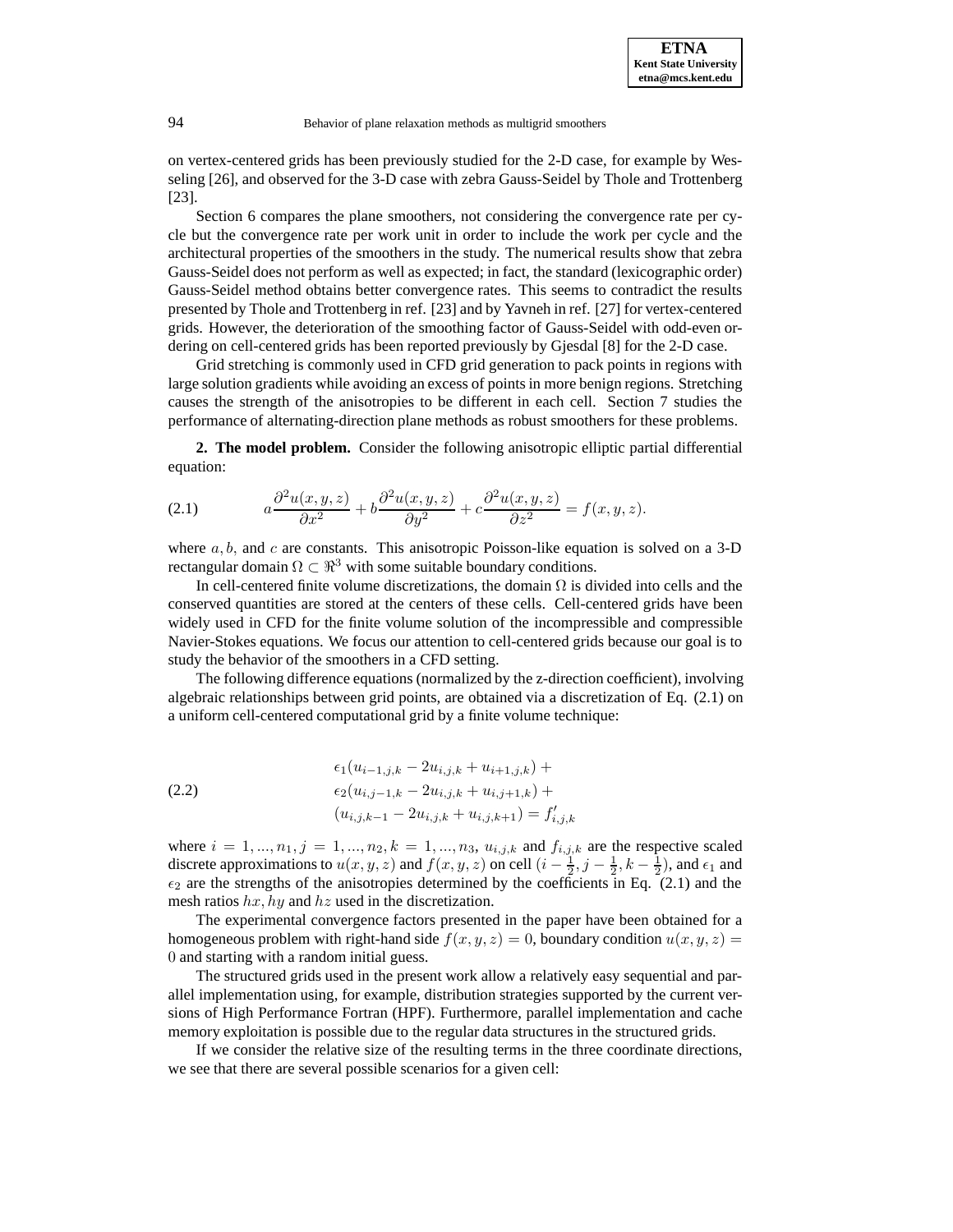on vertex-centered grids has been previously studied for the 2-D case, for example by Wesseling [26], and observed for the 3-D case with zebra Gauss-Seidel by Thole and Trottenberg [23].

Section 6 compares the plane smoothers, not considering the convergence rate per cycle but the convergence rate per work unit in order to include the work per cycle and the architectural properties of the smoothers in the study. The numerical results show that zebra Gauss-Seidel does not perform as well as expected; in fact, the standard (lexicographic order) Gauss-Seidel method obtains better convergence rates. This seems to contradict the results presented by Thole and Trottenberg in ref. [23] and by Yavneh in ref. [27] for vertex-centered grids. However, the deterioration of the smoothing factor of Gauss-Seidel with odd-even ordering on cell-centered grids has been reported previously by Gjesdal [8] for the 2-D case.

Grid stretching is commonly used in CFD grid generation to pack points in regions with large solution gradients while avoiding an excess of points in more benign regions. Stretching causes the strength of the anisotropies to be different in each cell. Section 7 studies the performance of alternating-direction plane methods as robust smoothers for these problems.

**2. The model problem.** Consider the following anisotropic elliptic partial differential equation:

$$a\frac{\partial^2 u(x,y,z)}{\partial x^2} + b\frac{\partial^2 u(x,y,z)}{\partial y^2} + c\frac{\partial^2 u(x,y,z)}{\partial z^2} = f(x,y,z). \tag{2.1}$$

where $a, b,$ and $c$ are constants. This anisotropic Poisson-like equation is solved on a 3-D rectangular domain $\Omega \subset \Re^3$ with some suitable boundary conditions.

In cell-centered finite volume discretizations, the domain $\Omega$ is divided into cells and the conserved quantities are stored at the centers of these cells. Cell-centered grids have been widely used in CFD for the finite volume solution of the incompressible and compressible Navier-Stokes equations. We focus our attention to cell-centered grids because our goal is to study the behavior of the smoothers in a CFD setting.

The following difference equations (normalized by the z-direction coefficient), involving algebraic relationships between grid points, are obtained via a discretization of Eq. (2.1) on a uniform cell-centered computational grid by a finite volume technique:

$$\begin{aligned}
&\epsilon_1(u_{i-1,j,k} - 2u_{i,j,k} + u_{i+1,j,k}) + \\
&\epsilon_2(u_{i,j-1,k} - 2u_{i,j,k} + u_{i,j+1,k}) + \\
&(u_{i,j,k-1} - 2u_{i,j,k} + u_{i,j,k+1}) = f'_{i,j,k}
\end{aligned} \tag{2.2}$$

where $i = 1, ..., n_1, j = 1, ..., n_2, k = 1, ..., n_3$, $u_{i,j,k}$ and $f_{i,j,k}$ are the respective scaled discrete approximations to $u(x,y,z)$ and $f(x,y,z)$ on cell $(i-\frac{1}{2}, j-\frac{1}{2}, k-\frac{1}{2})$, and $\epsilon_1$ and $\epsilon_2$ are the strengths of the anisotropies determined by the coefficients in Eq. (2.1) and the mesh ratios $hx, hy$ and $hz$ used in the discretization.

The experimental convergence factors presented in the paper have been obtained for a homogeneous problem with right-hand side $f(x,y,z) = 0$, boundary condition $u(x,y,z) = 0$ and starting with a random initial guess.

The structured grids used in the present work allow a relatively easy sequential and parallel implementation using, for example, distribution strategies supported by the current versions of High Performance Fortran (HPF). Furthermore, parallel implementation and cache memory exploitation is possible due to the regular data structures in the structured grids.

If we consider the relative size of the resulting terms in the three coordinate directions, we see that there are several possible scenarios for a given cell: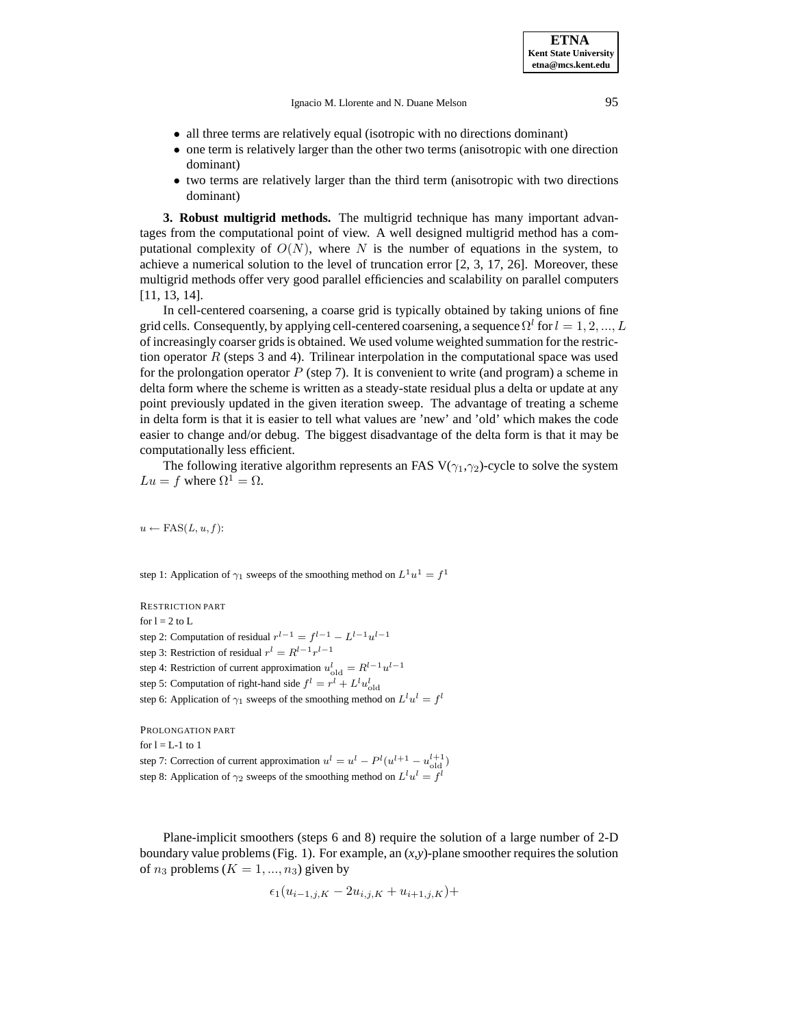- all three terms are relatively equal (isotropic with no directions dominant)
- one term is relatively larger than the other two terms (anisotropic with one direction dominant)
- two terms are relatively larger than the third term (anisotropic with two directions dominant)

**3. Robust multigrid methods.** The multigrid technique has many important advantages from the computational point of view. A well designed multigrid method has a computational complexity of $O(N)$, where $N$ is the number of equations in the system, to achieve a numerical solution to the level of truncation error [2, 3, 17, 26]. Moreover, these multigrid methods offer very good parallel efficiencies and scalability on parallel computers [11, 13, 14].

In cell-centered coarsening, a coarse grid is typically obtained by taking unions of fine grid cells. Consequently, by applying cell-centered coarsening, a sequence $\Omega^l$ for $l = 1, 2, ..., L$ of increasingly coarser grids is obtained. We used volume weighted summation for the restriction operator $R$ (steps 3 and 4). Trilinear interpolation in the computational space was used for the prolongation operator $P$ (step 7). It is convenient to write (and program) a scheme in delta form where the scheme is written as a steady-state residual plus a delta or update at any point previously updated in the given iteration sweep. The advantage of treating a scheme in delta form is that it is easier to tell what values are 'new' and 'old' which makes the code easier to change and/or debug. The biggest disadvantage of the delta form is that it may be computationally less efficient.

The following iterative algorithm represents an FAS V($\gamma_1$,$\gamma_2$)-cycle to solve the system $Lu = f$ where $\Omega^1 = \Omega$.

$u \leftarrow \text{FAS}(L, u, f)$:

step 1: Application of $\gamma_1$ sweeps of the smoothing method on $L^1 u^1 = f^1$

RESTRICTION PART

for l = 2 to L

step 2: Computation of residual $r^{l-1} = f^{l-1} - L^{l-1} u^{l-1}$

step 3: Restriction of residual $r^l = R^{l-1} r^{l-1}$

step 4: Restriction of current approximation $u^l_{\text{old}} = R^{l-1} u^{l-1}$

step 5: Computation of right-hand side $f^l = r^l + L^l u^l_{\text{old}}$

step 6: Application of $\gamma_1$ sweeps of the smoothing method on $L^l u^l = f^l$

PROLONGATION PART

for l = L-1 to 1

step 7: Correction of current approximation $u^l = u^l - P^l (u^{l+1} - u^{l+1}_{\text{old}})$

step 8: Application of $\gamma_2$ sweeps of the smoothing method on $L^l u^l = f^l$

Plane-implicit smoothers (steps 6 and 8) require the solution of a large number of 2-D boundary value problems (Fig. 1). For example, an (*x*,*y*)-plane smoother requires the solution of $n_3$ problems ($K = 1, ..., n_3$) given by

$$\epsilon_1 (u_{i-1,j,K} - 2u_{i,j,K} + u_{i+1,j,K}) +$$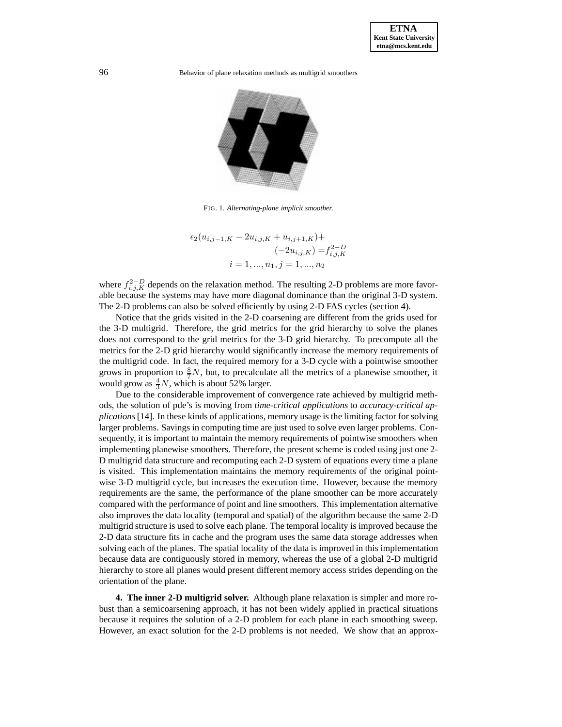FIG. 1. *Alternating-plane implicit smoother.*

$$\epsilon_2(u_{i,j-1,K} - 2u_{i,j,K} + u_{i,j+1,K}) + (-2u_{i,j,K}) = f^{2-D}_{i,j,K}$$
$$i = 1, ..., n_1, j = 1, ..., n_2$$

where $f^{2-D}_{i,j,K}$ depends on the relaxation method. The resulting 2-D problems are more favorable because the systems may have more diagonal dominance than the original 3-D system. The 2-D problems can also be solved efficiently by using 2-D FAS cycles (section 4).

Notice that the grids visited in the 2-D coarsening are different from the grids used for the 3-D multigrid. Therefore, the grid metrics for the grid hierarchy to solve the planes does not correspond to the grid metrics for the 3-D grid hierarchy. To precompute all the metrics for the 2-D grid hierarchy would significantly increase the memory requirements of the multigrid code. In fact, the required memory for a 3-D cycle with a pointwise smoother grows in proportion to $\frac{8}{7}N$, but, to precalculate all the metrics of a planewise smoother, it would grow as $\frac{4}{3}N$, which is about 52% larger.

Due to the considerable improvement of convergence rate achieved by multigrid methods, the solution of pde's is moving from *time-critical applications* to *accuracy-critical applications* [14]. In these kinds of applications, memory usage is the limiting factor for solving larger problems. Savings in computing time are just used to solve even larger problems. Consequently, it is important to maintain the memory requirements of pointwise smoothers when implementing planewise smoothers. Therefore, the present scheme is coded using just one 2-D multigrid data structure and recomputing each 2-D system of equations every time a plane is visited. This implementation maintains the memory requirements of the original pointwise 3-D multigrid cycle, but increases the execution time. However, because the memory requirements are the same, the performance of the plane smoother can be more accurately compared with the performance of point and line smoothers. This implementation alternative also improves the data locality (temporal and spatial) of the algorithm because the same 2-D multigrid structure is used to solve each plane. The temporal locality is improved because the 2-D data structure fits in cache and the program uses the same data storage addresses when solving each of the planes. The spatial locality of the data is improved in this implementation because data are contiguously stored in memory, whereas the use of a global 2-D multigrid hierarchy to store all planes would present different memory access strides depending on the orientation of the plane.

**4. The inner 2-D multigrid solver.** Although plane relaxation is simpler and more robust than a semicoarsening approach, it has not been widely applied in practical situations because it requires the solution of a 2-D problem for each plane in each smoothing sweep. However, an exact solution for the 2-D problems is not needed. We show that an approx-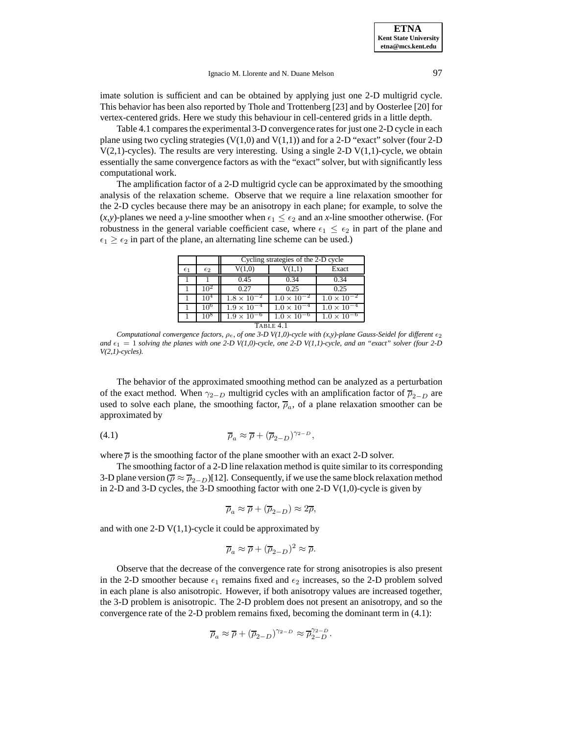imate solution is sufficient and can be obtained by applying just one 2-D multigrid cycle. This behavior has been also reported by Thole and Trottenberg [23] and by Oosterlee [20] for vertex-centered grids. Here we study this behaviour in cell-centered grids in a little depth.

Table 4.1 compares the experimental 3-D convergence rates for just one 2-D cycle in each plane using two cycling strategies (V(1,0) and V(1,1)) and for a 2-D "exact" solver (four 2-D V(2,1)-cycles). The results are very interesting. Using a single 2-D V(1,1)-cycle, we obtain essentially the same convergence factors as with the "exact" solver, but with significantly less computational work.

The amplification factor of a 2-D multigrid cycle can be approximated by the smoothing analysis of the relaxation scheme. Observe that we require a line relaxation smoother for the 2-D cycles because there may be an anisotropy in each plane; for example, to solve the (*x*,*y*)-planes we need a *y*-line smoother when $\epsilon_1 \leq \epsilon_2$ and an *x*-line smoother otherwise. (For robustness in the general variable coefficient case, where $\epsilon_1 \leq \epsilon_2$ in part of the plane and $\epsilon_1 \geq \epsilon_2$ in part of the plane, an alternating line scheme can be used.)

| | | Cycling strategies of the 2-D cycle | | |
|---|---|---|---|---|
| $\epsilon_1$ | $\epsilon_2$ | V(1,0) | V(1,1) | Exact |
| 1 | 1 | 0.45 | 0.34 | 0.34 |
| 1 | $10^2$ | 0.27 | 0.25 | 0.25 |
| 1 | $10^4$ | $1.8 \times 10^{-2}$ | $1.0 \times 10^{-2}$ | $1.0 \times 10^{-2}$ |
| 1 | $10^6$ | $1.9 \times 10^{-4}$ | $1.0 \times 10^{-4}$ | $1.0 \times 10^{-4}$ |
| 1 | $10^8$ | $1.9 \times 10^{-6}$ | $1.0 \times 10^{-6}$ | $1.0 \times 10^{-6}$ |

TABLE 4.1

*Computational convergence factors, $\rho_e$, of one 3-D V(1,0)-cycle with (x,y)-plane Gauss-Seidel for different $\epsilon_2$ and $\epsilon_1 = 1$ solving the planes with one 2-D V(1,0)-cycle, one 2-D V(1,1)-cycle, and an "exact" solver (four 2-D V(2,1)-cycles).*

The behavior of the approximated smoothing method can be analyzed as a perturbation of the exact method. When $\gamma_{2-D}$ multigrid cycles with an amplification factor of $\overline{\rho}_{2-D}$ are used to solve each plane, the smoothing factor, $\overline{\rho}_a$, of a plane relaxation smoother can be approximated by

$$\overline{\rho}_a \approx \overline{\rho} + (\overline{\rho}_{2-D})^{\gamma_{2-D}}, \tag{4.1}$$

where $\overline{\rho}$ is the smoothing factor of the plane smoother with an exact 2-D solver.

The smoothing factor of a 2-D line relaxation method is quite similar to its corresponding 3-D plane version ($\overline{\rho} \approx \overline{\rho}_{2-D}$)[12]. Consequently, if we use the same block relaxation method in 2-D and 3-D cycles, the 3-D smoothing factor with one 2-D V(1,0)-cycle is given by

$$\overline{\rho}_a \approx \overline{\rho} + (\overline{\rho}_{2-D}) \approx 2\overline{\rho},$$

and with one 2-D V(1,1)-cycle it could be approximated by

$$\overline{\rho}_a \approx \overline{\rho} + (\overline{\rho}_{2-D})^2 \approx \overline{\rho}.$$

Observe that the decrease of the convergence rate for strong anisotropies is also present in the 2-D smoother because $\epsilon_1$ remains fixed and $\epsilon_2$ increases, so the 2-D problem solved in each plane is also anisotropic. However, if both anisotropy values are increased together, the 3-D problem is anisotropic. The 2-D problem does not present an anisotropy, and so the convergence rate of the 2-D problem remains fixed, becoming the dominant term in (4.1):

$$\overline{\rho}_a \approx \overline{\rho} + (\overline{\rho}_{2-D})^{\gamma_{2-D}} \approx \overline{\rho}_{2-D}^{\gamma_{2-D}}.$$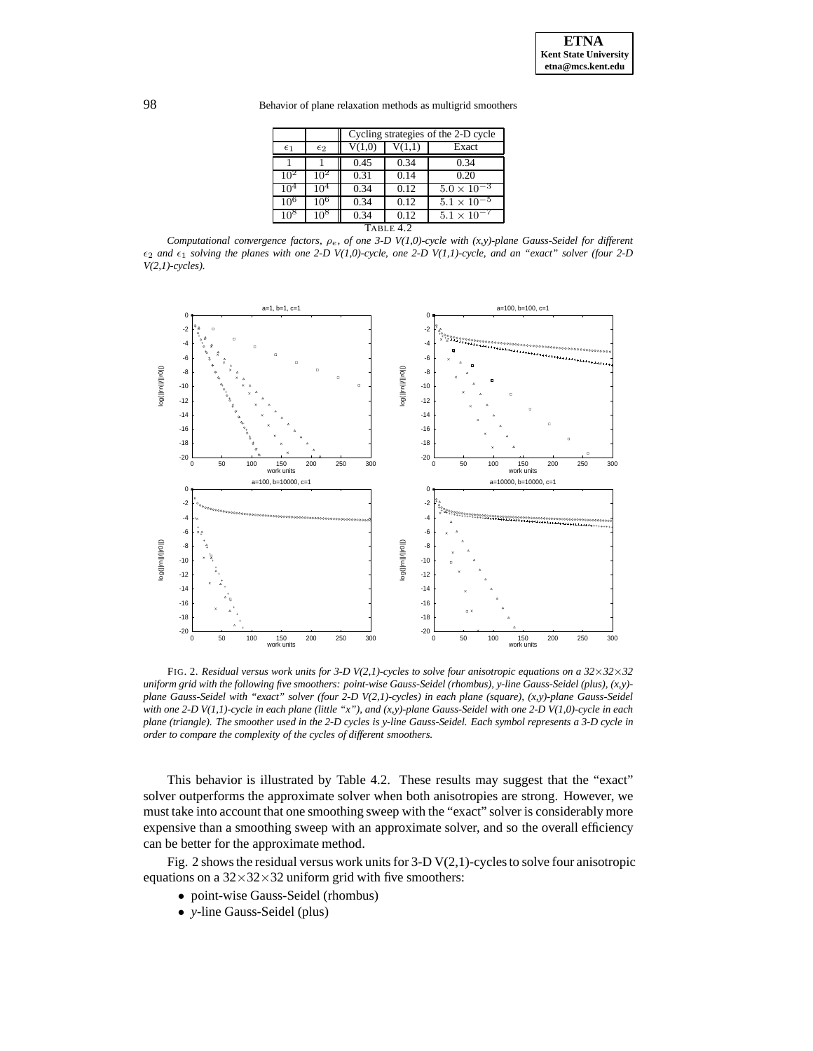| | | Cycling strategies of the 2-D cycle | | |
|---|---|---|---|---|
| $\epsilon_1$ | $\epsilon_2$ | V(1,0) | V(1,1) | Exact |
| 1 | 1 | 0.45 | 0.34 | 0.34 |
| $10^2$ | $10^2$ | 0.31 | 0.14 | 0.20 |
| $10^4$ | $10^4$ | 0.34 | 0.12 | $5.0 \times 10^{-3}$ |
| $10^6$ | $10^6$ | 0.34 | 0.12 | $5.1 \times 10^{-5}$ |
| $10^8$ | $10^8$ | 0.34 | 0.12 | $5.1 \times 10^{-7}$ |

TABLE 4.2

*Computational convergence factors, $\rho_e$, of one 3-D V(1,0)-cycle with (x,y)-plane Gauss-Seidel for different $\epsilon_2$ and $\epsilon_1$ solving the planes with one 2-D V(1,0)-cycle, one 2-D V(1,1)-cycle, and an "exact" solver (four 2-D V(2,1)-cycles).*

FIG. 2. *Residual versus work units for 3-D V(2,1)-cycles to solve four anisotropic equations on a 32×32×32 uniform grid with the following five smoothers: point-wise Gauss-Seidel (rhombus), y-line Gauss-Seidel (plus), (x,y)-plane Gauss-Seidel with "exact" solver (four 2-D V(2,1)-cycles) in each plane (square), (x,y)-plane Gauss-Seidel with one 2-D V(1,1)-cycle in each plane (little "x"), and (x,y)-plane Gauss-Seidel with one 2-D V(1,0)-cycle in each plane (triangle). The smoother used in the 2-D cycles is y-line Gauss-Seidel. Each symbol represents a 3-D cycle in order to compare the complexity of the cycles of different smoothers.*

This behavior is illustrated by Table 4.2. These results may suggest that the "exact" solver outperforms the approximate solver when both anisotropies are strong. However, we must take into account that one smoothing sweep with the "exact" solver is considerably more expensive than a smoothing sweep with an approximate solver, and so the overall efficiency can be better for the approximate method.

Fig. 2 shows the residual versus work units for 3-D V(2,1)-cycles to solve four anisotropic equations on a 32×32×32 uniform grid with five smoothers:

- point-wise Gauss-Seidel (rhombus)
- *y*-line Gauss-Seidel (plus)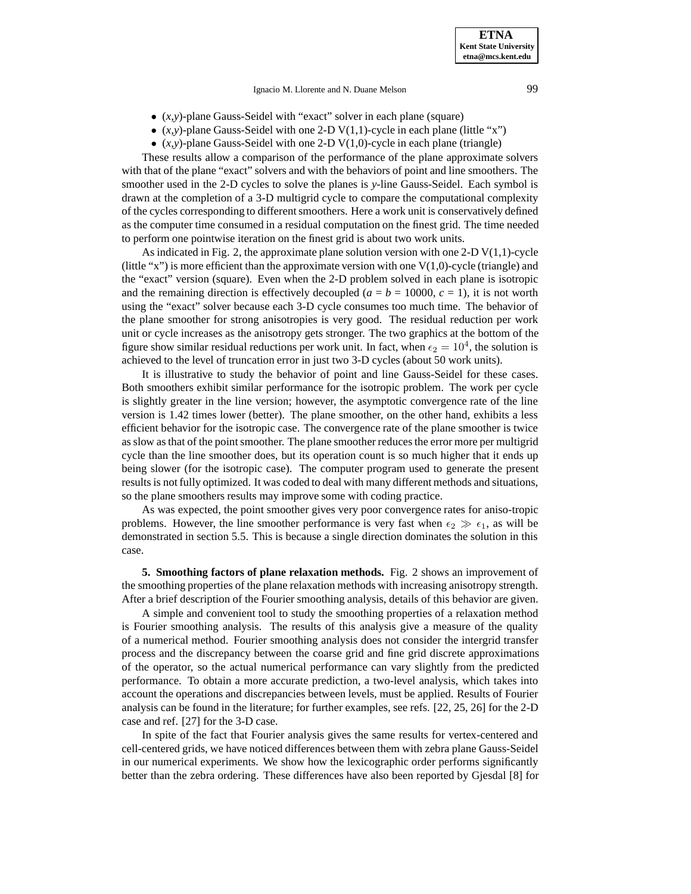- (*x*,*y*)-plane Gauss-Seidel with "exact" solver in each plane (square)
- (*x*,*y*)-plane Gauss-Seidel with one 2-D V(1,1)-cycle in each plane (little "x")
- (*x*,*y*)-plane Gauss-Seidel with one 2-D V(1,0)-cycle in each plane (triangle)

These results allow a comparison of the performance of the plane approximate solvers with that of the plane "exact" solvers and with the behaviors of point and line smoothers. The smoother used in the 2-D cycles to solve the planes is *y*-line Gauss-Seidel. Each symbol is drawn at the completion of a 3-D multigrid cycle to compare the computational complexity of the cycles corresponding to different smoothers. Here a work unit is conservatively defined as the computer time consumed in a residual computation on the finest grid. The time needed to perform one pointwise iteration on the finest grid is about two work units.

As indicated in Fig. 2, the approximate plane solution version with one 2-D V(1,1)-cycle (little "x") is more efficient than the approximate version with one V(1,0)-cycle (triangle) and the "exact" version (square). Even when the 2-D problem solved in each plane is isotropic and the remaining direction is effectively decoupled ($a$ = $b$ = 10000, $c$ = 1), it is not worth using the "exact" solver because each 3-D cycle consumes too much time. The behavior of the plane smoother for strong anisotropies is very good. The residual reduction per work unit or cycle increases as the anisotropy gets stronger. The two graphics at the bottom of the figure show similar residual reductions per work unit. In fact, when $\epsilon_2 = 10^4$, the solution is achieved to the level of truncation error in just two 3-D cycles (about 50 work units).

It is illustrative to study the behavior of point and line Gauss-Seidel for these cases. Both smoothers exhibit similar performance for the isotropic problem. The work per cycle is slightly greater in the line version; however, the asymptotic convergence rate of the line version is 1.42 times lower (better). The plane smoother, on the other hand, exhibits a less efficient behavior for the isotropic case. The convergence rate of the plane smoother is twice as slow as that of the point smoother. The plane smoother reduces the error more per multigrid cycle than the line smoother does, but its operation count is so much higher that it ends up being slower (for the isotropic case). The computer program used to generate the present results is not fully optimized. It was coded to deal with many different methods and situations, so the plane smoothers results may improve some with coding practice.

As was expected, the point smoother gives very poor convergence rates for aniso-tropic problems. However, the line smoother performance is very fast when $\epsilon_2 \gg \epsilon_1$, as will be demonstrated in section 5.5. This is because a single direction dominates the solution in this case.

**5. Smoothing factors of plane relaxation methods.** Fig. 2 shows an improvement of the smoothing properties of the plane relaxation methods with increasing anisotropy strength. After a brief description of the Fourier smoothing analysis, details of this behavior are given.

A simple and convenient tool to study the smoothing properties of a relaxation method is Fourier smoothing analysis. The results of this analysis give a measure of the quality of a numerical method. Fourier smoothing analysis does not consider the intergrid transfer process and the discrepancy between the coarse grid and fine grid discrete approximations of the operator, so the actual numerical performance can vary slightly from the predicted performance. To obtain a more accurate prediction, a two-level analysis, which takes into account the operations and discrepancies between levels, must be applied. Results of Fourier analysis can be found in the literature; for further examples, see refs. [22, 25, 26] for the 2-D case and ref. [27] for the 3-D case.

In spite of the fact that Fourier analysis gives the same results for vertex-centered and cell-centered grids, we have noticed differences between them with zebra plane Gauss-Seidel in our numerical experiments. We show how the lexicographic order performs significantly better than the zebra ordering. These differences have also been reported by Gjesdal [8] for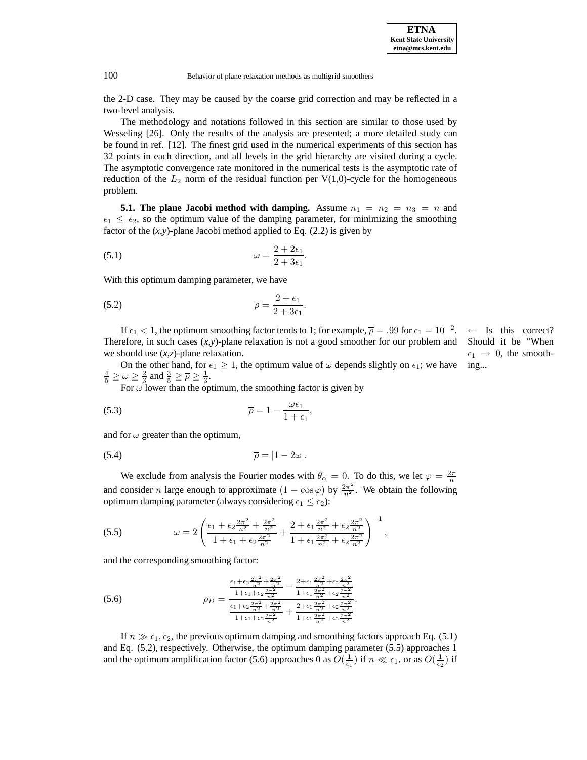the 2-D case. They may be caused by the coarse grid correction and may be reflected in a two-level analysis.

The methodology and notations followed in this section are similar to those used by Wesseling [26]. Only the results of the analysis are presented; a more detailed study can be found in ref. [12]. The finest grid used in the numerical experiments of this section has 32 points in each direction, and all levels in the grid hierarchy are visited during a cycle. The asymptotic convergence rate monitored in the numerical tests is the asymptotic rate of reduction of the $L_2$ norm of the residual function per V(1,0)-cycle for the homogeneous problem.

**5.1. The plane Jacobi method with damping.** Assume $n_1 = n_2 = n_3 = n$ and $\epsilon_1 \le \epsilon_2$, so the optimum value of the damping parameter, for minimizing the smoothing factor of the (*x*,*y*)-plane Jacobi method applied to Eq. (2.2) is given by

$$\omega = \frac{2 + 2\epsilon_1}{2 + 3\epsilon_1}. \tag{5.1}$$

With this optimum damping parameter, we have

$$\overline{\rho} = \frac{2 + \epsilon_1}{2 + 3\epsilon_1}. \tag{5.2}$$

If $\epsilon_1 < 1$, the optimum smoothing factor tends to 1; for example, $\overline{\rho} = .99$ for $\epsilon_1 = 10^{-2}$. Therefore, in such cases (*x*,*y*)-plane relaxation is not a good smoother for our problem and we should use (*x*,*z*)-plane relaxation.

← Is this correct? Should it be "When $\epsilon_1 \to 0$, the smoothing...

On the other hand, for $\epsilon_1 \ge 1$, the optimum value of $\omega$ depends slightly on $\epsilon_1$; we have $\frac{4}{5} \ge \omega \ge \frac{2}{3}$ and $\frac{3}{5} \ge \overline{\rho} \ge \frac{1}{3}$.

For $\omega$ lower than the optimum, the smoothing factor is given by

$$\overline{\rho} = 1 - \frac{\omega \epsilon_1}{1 + \epsilon_1}, \tag{5.3}$$

and for $\omega$ greater than the optimum,

$$\overline{\rho} = |1 - 2\omega|. \tag{5.4}$$

We exclude from analysis the Fourier modes with $\theta_\alpha = 0$. To do this, we let $\varphi = \frac{2\pi}{n}$ and consider $n$ large enough to approximate $(1 - \cos\varphi)$ by $\frac{2\pi^2}{n^2}$. We obtain the following optimum damping parameter (always considering $\epsilon_1 \le \epsilon_2$):

$$\omega = 2\left( \frac{\epsilon_1 + \epsilon_2 \frac{2\pi^2}{n^2} + \frac{2\pi^2}{n^2}}{1 + \epsilon_1 + \epsilon_2 \frac{2\pi^2}{n^2}} + \frac{2 + \epsilon_1 \frac{2\pi^2}{n^2} + \epsilon_2 \frac{2\pi^2}{n^2}}{1 + \epsilon_1 \frac{2\pi^2}{n^2} + \epsilon_2 \frac{2\pi^2}{n^2}} \right)^{-1}, \tag{5.5}$$

and the corresponding smoothing factor:

$$\rho_D = \frac{\frac{\epsilon_1 + \epsilon_2 \frac{2\pi^2}{n^2} + \frac{2\pi^2}{n^2}}{1 + \epsilon_1 + \epsilon_2 \frac{2\pi^2}{n^2}} - \frac{2 + \epsilon_1 \frac{2\pi^2}{n^2} + \epsilon_2 \frac{2\pi^2}{n^2}}{1 + \epsilon_1 \frac{2\pi^2}{n^2} + \epsilon_2 \frac{2\pi^2}{n^2}}}{\frac{\epsilon_1 + \epsilon_2 \frac{2\pi^2}{n^2} + \frac{2\pi^2}{n^2}}{1 + \epsilon_1 + \epsilon_2 \frac{2\pi^2}{n^2}} + \frac{2 + \epsilon_1 \frac{2\pi^2}{n^2} + \epsilon_2 \frac{2\pi^2}{n^2}}{1 + \epsilon_1 \frac{2\pi^2}{n^2} + \epsilon_2 \frac{2\pi^2}{n^2}}}. \tag{5.6}$$

If $n \gg \epsilon_1, \epsilon_2$, the previous optimum damping and smoothing factors approach Eq. (5.1) and Eq. (5.2), respectively. Otherwise, the optimum damping parameter (5.5) approaches 1 and the optimum amplification factor (5.6) approaches 0 as $O(\frac{1}{\epsilon_1})$ if $n \ll \epsilon_1$, or as $O(\frac{1}{\epsilon_2})$ if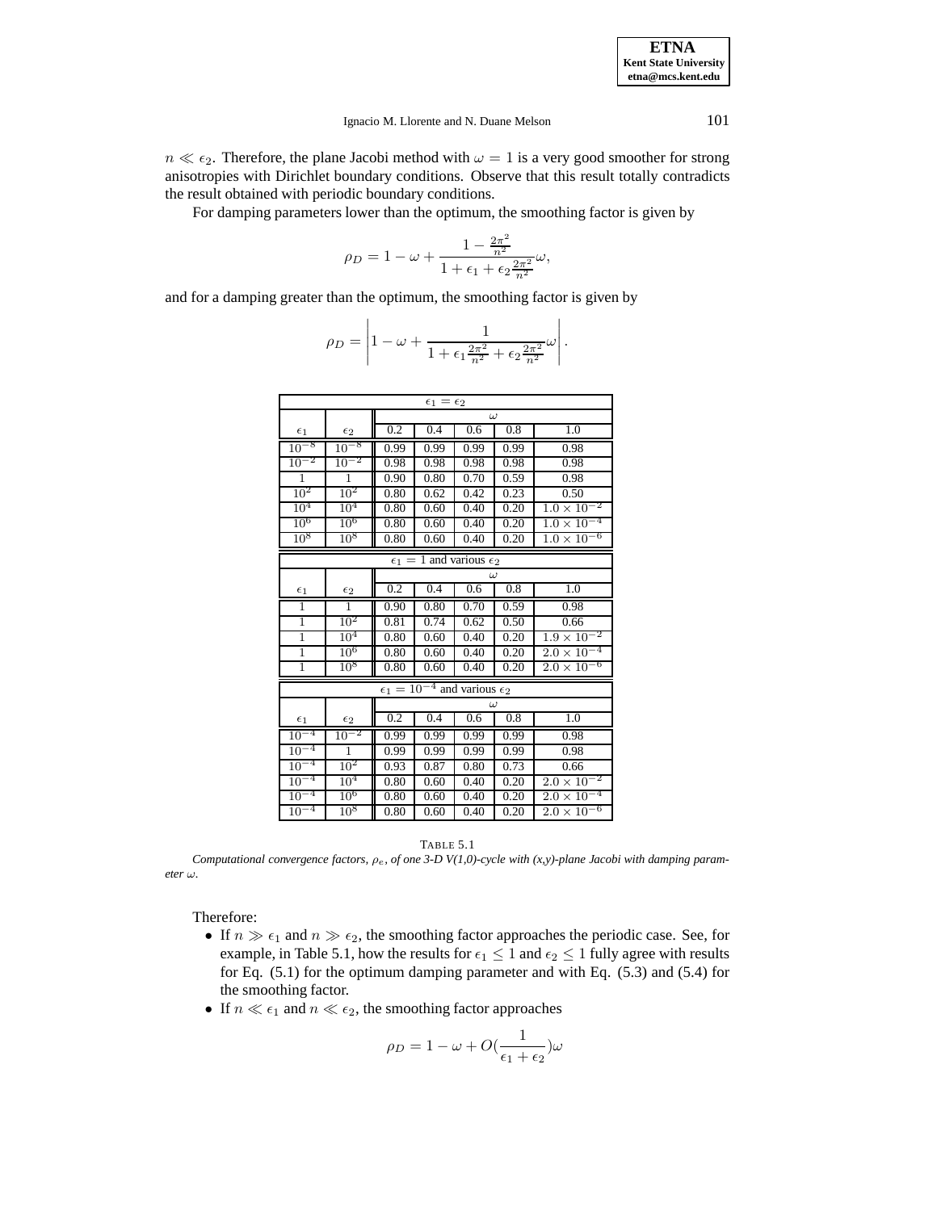$n \ll \epsilon_2$. Therefore, the plane Jacobi method with $\omega = 1$ is a very good smoother for strong anisotropies with Dirichlet boundary conditions. Observe that this result totally contradicts the result obtained with periodic boundary conditions.

For damping parameters lower than the optimum, the smoothing factor is given by

$$\rho_D = 1 - \omega + \frac{1 - \frac{2\pi^2}{n^2}}{1 + \epsilon_1 + \epsilon_2 \frac{2\pi^2}{n^2}} \omega,$$

and for a damping greater than the optimum, the smoothing factor is given by

$$\rho_D = \left| 1 - \omega + \frac{1}{1 + \epsilon_1 \frac{2\pi^2}{n^2} + \epsilon_2 \frac{2\pi^2}{n^2}} \omega \right|.$$

| $\epsilon_1 = \epsilon_2$ | | | | | | |
|---|---|---|---|---|---|---|
| | | $\omega$ | | | | |
| $\epsilon_1$ | $\epsilon_2$ | 0.2 | 0.4 | 0.6 | 0.8 | 1.0 |
| $10^{-8}$ | $10^{-8}$ | 0.99 | 0.99 | 0.99 | 0.99 | 0.98 |
| $10^{-2}$ | $10^{-2}$ | 0.98 | 0.98 | 0.98 | 0.98 | 0.98 |
| 1 | 1 | 0.90 | 0.80 | 0.70 | 0.59 | 0.98 |
| $10^{2}$ | $10^{2}$ | 0.80 | 0.62 | 0.42 | 0.23 | 0.50 |
| $10^{4}$ | $10^{4}$ | 0.80 | 0.60 | 0.40 | 0.20 | $1.0 \times 10^{-2}$ |
| $10^{6}$ | $10^{6}$ | 0.80 | 0.60 | 0.40 | 0.20 | $1.0 \times 10^{-4}$ |
| $10^{8}$ | $10^{8}$ | 0.80 | 0.60 | 0.40 | 0.20 | $1.0 \times 10^{-6}$ |
| $\epsilon_1 = 1$ and various $\epsilon_2$ | | | | | | |
| | | $\omega$ | | | | |
| $\epsilon_1$ | $\epsilon_2$ | 0.2 | 0.4 | 0.6 | 0.8 | 1.0 |
| 1 | 1 | 0.90 | 0.80 | 0.70 | 0.59 | 0.98 |
| 1 | $10^{2}$ | 0.81 | 0.74 | 0.62 | 0.50 | 0.66 |
| 1 | $10^{4}$ | 0.80 | 0.60 | 0.40 | 0.20 | $1.9 \times 10^{-2}$ |
| 1 | $10^{6}$ | 0.80 | 0.60 | 0.40 | 0.20 | $2.0 \times 10^{-4}$ |
| 1 | $10^{8}$ | 0.80 | 0.60 | 0.40 | 0.20 | $2.0 \times 10^{-6}$ |
| $\epsilon_1 = 10^{-4}$ and various $\epsilon_2$ | | | | | | |
| | | $\omega$ | | | | |
| $\epsilon_1$ | $\epsilon_2$ | 0.2 | 0.4 | 0.6 | 0.8 | 1.0 |
| $10^{-4}$ | $10^{-2}$ | 0.99 | 0.99 | 0.99 | 0.99 | 0.98 |
| $10^{-4}$ | 1 | 0.99 | 0.99 | 0.99 | 0.99 | 0.98 |
| $10^{-4}$ | $10^{2}$ | 0.93 | 0.87 | 0.80 | 0.73 | 0.66 |
| $10^{-4}$ | $10^{4}$ | 0.80 | 0.60 | 0.40 | 0.20 | $2.0 \times 10^{-2}$ |
| $10^{-4}$ | $10^{6}$ | 0.80 | 0.60 | 0.40 | 0.20 | $2.0 \times 10^{-4}$ |
| $10^{-4}$ | $10^{8}$ | 0.80 | 0.60 | 0.40 | 0.20 | $2.0 \times 10^{-6}$ |

TABLE 5.1
*Computational convergence factors, $\rho_e$, of one 3-D V(1,0)-cycle with (x,y)-plane Jacobi with damping parameter $\omega$.*

Therefore:

- If $n \gg \epsilon_1$ and $n \gg \epsilon_2$, the smoothing factor approaches the periodic case. See, for example, in Table 5.1, how the results for $\epsilon_1 \leq 1$ and $\epsilon_2 \leq 1$ fully agree with results for Eq. (5.1) for the optimum damping parameter and with Eq. (5.3) and (5.4) for the smoothing factor.
- If $n \ll \epsilon_1$ and $n \ll \epsilon_2$, the smoothing factor approaches

$$\rho_D = 1 - \omega + O(\frac{1}{\epsilon_1 + \epsilon_2})\omega$$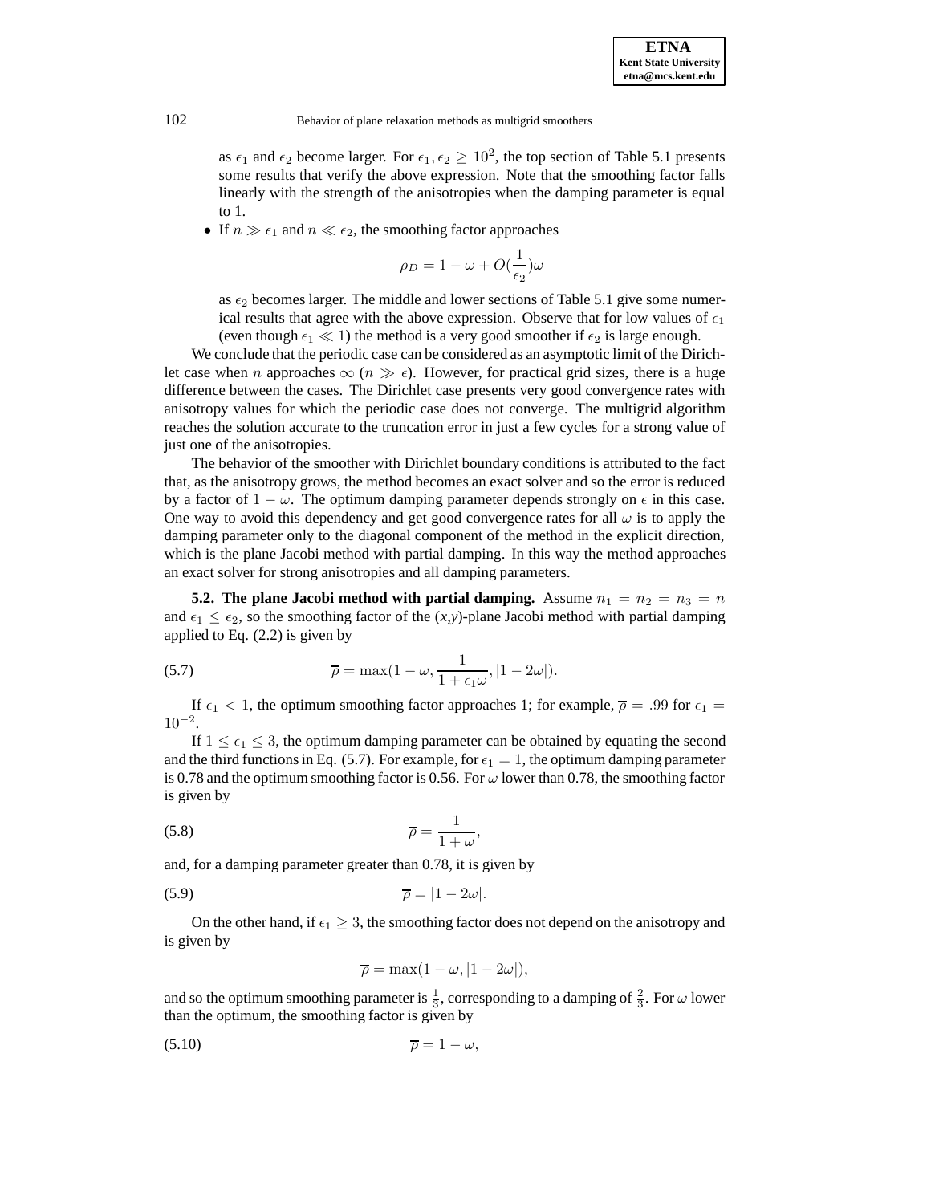as $\epsilon_1$ and $\epsilon_2$ become larger. For $\epsilon_1, \epsilon_2 \geq 10^2$, the top section of Table 5.1 presents some results that verify the above expression. Note that the smoothing factor falls linearly with the strength of the anisotropies when the damping parameter is equal to 1.

- If $n \gg \epsilon_1$ and $n \ll \epsilon_2$, the smoothing factor approaches

$$\rho_D = 1 - \omega + O(\frac{1}{\epsilon_2})\omega$$

as $\epsilon_2$ becomes larger. The middle and lower sections of Table 5.1 give some numerical results that agree with the above expression. Observe that for low values of $\epsilon_1$ (even though $\epsilon_1 \ll 1$) the method is a very good smoother if $\epsilon_2$ is large enough.

We conclude that the periodic case can be considered as an asymptotic limit of the Dirichlet case when $n$ approaches $\infty$ ($n \gg \epsilon$). However, for practical grid sizes, there is a huge difference between the cases. The Dirichlet case presents very good convergence rates with anisotropy values for which the periodic case does not converge. The multigrid algorithm reaches the solution accurate to the truncation error in just a few cycles for a strong value of just one of the anisotropies.

The behavior of the smoother with Dirichlet boundary conditions is attributed to the fact that, as the anisotropy grows, the method becomes an exact solver and so the error is reduced by a factor of $1 - \omega$. The optimum damping parameter depends strongly on $\epsilon$ in this case. One way to avoid this dependency and get good convergence rates for all $\omega$ is to apply the damping parameter only to the diagonal component of the method in the explicit direction, which is the plane Jacobi method with partial damping. In this way the method approaches an exact solver for strong anisotropies and all damping parameters.

**5.2. The plane Jacobi method with partial damping.** Assume $n_1 = n_2 = n_3 = n$ and $\epsilon_1 \leq \epsilon_2$, so the smoothing factor of the (*x*,*y*)-plane Jacobi method with partial damping applied to Eq. (2.2) is given by

$$\overline{\rho} = \max(1 - \omega, \frac{1}{1 + \epsilon_1 \omega}, |1 - 2\omega|). \tag{5.7}$$

If $\epsilon_1 < 1$, the optimum smoothing factor approaches 1; for example, $\overline{\rho} = .99$ for $\epsilon_1 = 10^{-2}$.

If $1 \leq \epsilon_1 \leq 3$, the optimum damping parameter can be obtained by equating the second and the third functions in Eq. (5.7). For example, for $\epsilon_1 = 1$, the optimum damping parameter is 0.78 and the optimum smoothing factor is 0.56. For $\omega$ lower than 0.78, the smoothing factor is given by

$$\overline{\rho} = \frac{1}{1 + \omega}, \tag{5.8}$$

and, for a damping parameter greater than 0.78, it is given by

$$\overline{\rho} = |1 - 2\omega|. \tag{5.9}$$

On the other hand, if $\epsilon_1 \geq 3$, the smoothing factor does not depend on the anisotropy and is given by

$$\overline{\rho} = \max(1 - \omega, |1 - 2\omega|),$$

and so the optimum smoothing parameter is $\frac{1}{3}$, corresponding to a damping of $\frac{2}{3}$. For $\omega$ lower than the optimum, the smoothing factor is given by

$$\overline{\rho} = 1 - \omega, \tag{5.10}$$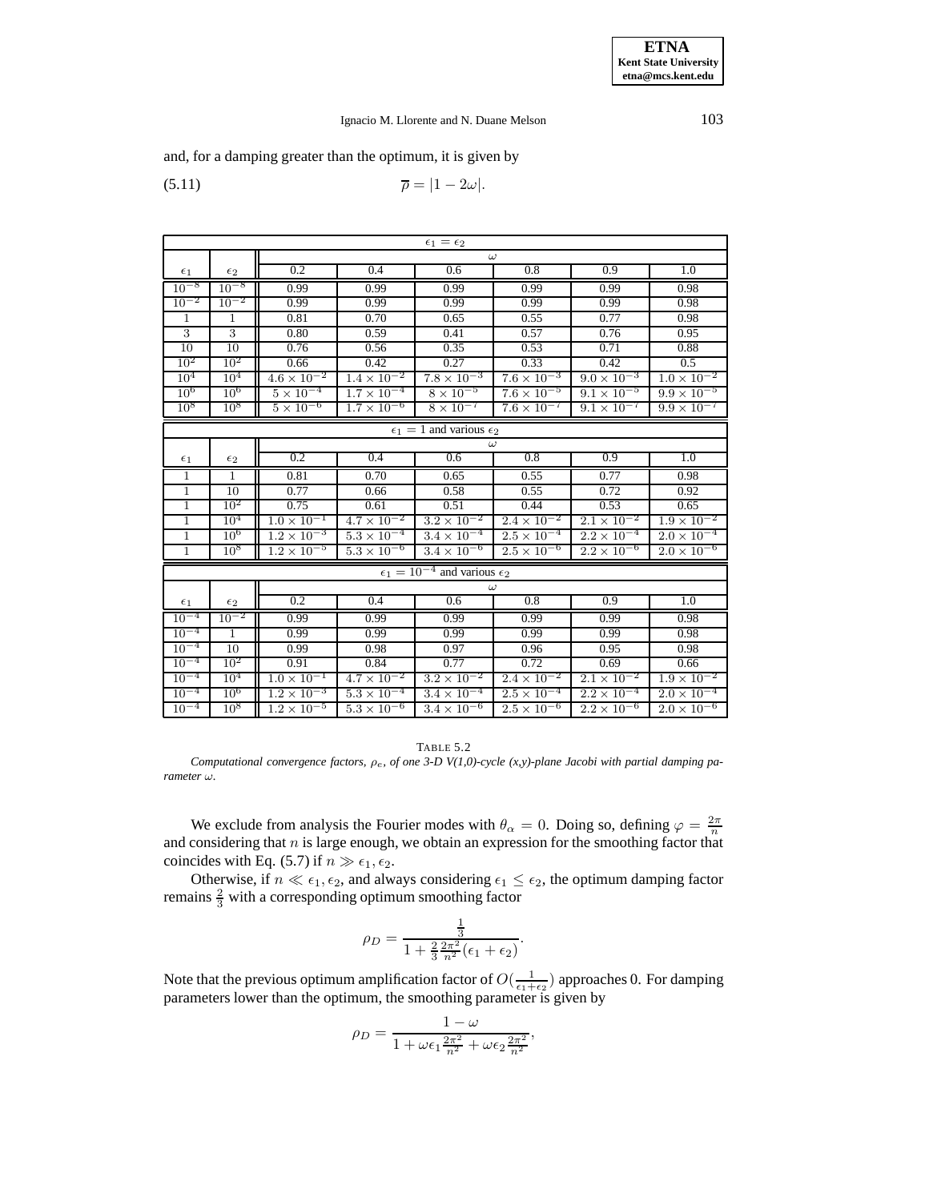and, for a damping greater than the optimum, it is given by

$$\overline{\rho} = |1 - 2\omega|. \tag{5.11}$$

| $\epsilon_1 = \epsilon_2$ | | | | | | | |
|---|---|---|---|---|---|---|---|
| | | $\omega$ | | | | | |
| $\epsilon_1$ | $\epsilon_2$ | 0.2 | 0.4 | 0.6 | 0.8 | 0.9 | 1.0 |
| $10^{-8}$ | $10^{-8}$ | 0.99 | 0.99 | 0.99 | 0.99 | 0.99 | 0.98 |
| $10^{-2}$ | $10^{-2}$ | 0.99 | 0.99 | 0.99 | 0.99 | 0.99 | 0.98 |
| 1 | 1 | 0.81 | 0.70 | 0.65 | 0.55 | 0.77 | 0.98 |
| 3 | 3 | 0.80 | 0.59 | 0.41 | 0.57 | 0.76 | 0.95 |
| 10 | 10 | 0.76 | 0.56 | 0.35 | 0.53 | 0.71 | 0.88 |
| $10^2$ | $10^2$ | 0.66 | 0.42 | 0.27 | 0.33 | 0.42 | 0.5 |
| $10^4$ | $10^4$ | $4.6 \times 10^{-2}$ | $1.4 \times 10^{-2}$ | $7.8 \times 10^{-3}$ | $7.6 \times 10^{-3}$ | $9.0 \times 10^{-3}$ | $1.0 \times 10^{-2}$ |
| $10^6$ | $10^6$ | $5 \times 10^{-4}$ | $1.7 \times 10^{-4}$ | $8 \times 10^{-5}$ | $7.6 \times 10^{-5}$ | $9.1 \times 10^{-5}$ | $9.9 \times 10^{-5}$ |
| $10^8$ | $10^8$ | $5 \times 10^{-6}$ | $1.7 \times 10^{-6}$ | $8 \times 10^{-7}$ | $7.6 \times 10^{-7}$ | $9.1 \times 10^{-7}$ | $9.9 \times 10^{-7}$ |
| $\epsilon_1 = 1$ and various $\epsilon_2$ | | | | | | | |
| | | $\omega$ | | | | | |
| $\epsilon_1$ | $\epsilon_2$ | 0.2 | 0.4 | 0.6 | 0.8 | 0.9 | 1.0 |
| 1 | 1 | 0.81 | 0.70 | 0.65 | 0.55 | 0.77 | 0.98 |
| 1 | 10 | 0.77 | 0.66 | 0.58 | 0.55 | 0.72 | 0.92 |
| 1 | $10^2$ | 0.75 | 0.61 | 0.51 | 0.44 | 0.53 | 0.65 |
| 1 | $10^4$ | $1.0 \times 10^{-1}$ | $4.7 \times 10^{-2}$ | $3.2 \times 10^{-2}$ | $2.4 \times 10^{-2}$ | $2.1 \times 10^{-2}$ | $1.9 \times 10^{-2}$ |
| 1 | $10^6$ | $1.2 \times 10^{-3}$ | $5.3 \times 10^{-4}$ | $3.4 \times 10^{-4}$ | $2.5 \times 10^{-4}$ | $2.2 \times 10^{-4}$ | $2.0 \times 10^{-4}$ |
| 1 | $10^8$ | $1.2 \times 10^{-5}$ | $5.3 \times 10^{-6}$ | $3.4 \times 10^{-6}$ | $2.5 \times 10^{-6}$ | $2.2 \times 10^{-6}$ | $2.0 \times 10^{-6}$ |
| $\epsilon_1 = 10^{-4}$ and various $\epsilon_2$ | | | | | | | |
| | | $\omega$ | | | | | |
| $\epsilon_1$ | $\epsilon_2$ | 0.2 | 0.4 | 0.6 | 0.8 | 0.9 | 1.0 |
| $10^{-4}$ | $10^{-2}$ | 0.99 | 0.99 | 0.99 | 0.99 | 0.99 | 0.98 |
| $10^{-4}$ | 1 | 0.99 | 0.99 | 0.99 | 0.99 | 0.99 | 0.98 |
| $10^{-4}$ | 10 | 0.99 | 0.98 | 0.97 | 0.96 | 0.95 | 0.98 |
| $10^{-4}$ | $10^2$ | 0.91 | 0.84 | 0.77 | 0.72 | 0.69 | 0.66 |
| $10^{-4}$ | $10^4$ | $1.0 \times 10^{-1}$ | $4.7 \times 10^{-2}$ | $3.2 \times 10^{-2}$ | $2.4 \times 10^{-2}$ | $2.1 \times 10^{-2}$ | $1.9 \times 10^{-2}$ |
| $10^{-4}$ | $10^6$ | $1.2 \times 10^{-3}$ | $5.3 \times 10^{-4}$ | $3.4 \times 10^{-4}$ | $2.5 \times 10^{-4}$ | $2.2 \times 10^{-4}$ | $2.0 \times 10^{-4}$ |
| $10^{-4}$ | $10^8$ | $1.2 \times 10^{-5}$ | $5.3 \times 10^{-6}$ | $3.4 \times 10^{-6}$ | $2.5 \times 10^{-6}$ | $2.2 \times 10^{-6}$ | $2.0 \times 10^{-6}$ |

TABLE 5.2
*Computational convergence factors, $\rho_e$, of one 3-D V(1,0)-cycle (x,y)-plane Jacobi with partial damping parameter $\omega$.*

We exclude from analysis the Fourier modes with $\theta_\alpha = 0$. Doing so, defining $\varphi = \frac{2\pi}{n}$ and considering that $n$ is large enough, we obtain an expression for the smoothing factor that coincides with Eq. (5.7) if $n \gg \epsilon_1, \epsilon_2$.

Otherwise, if $n \ll \epsilon_1, \epsilon_2$, and always considering $\epsilon_1 \leq \epsilon_2$, the optimum damping factor remains $\frac{2}{3}$ with a corresponding optimum smoothing factor

$$\rho_D = \frac{\frac{1}{3}}{1 + \frac{2}{3}\frac{2\pi^2}{n^2}(\epsilon_1 + \epsilon_2)}.$$

Note that the previous optimum amplification factor of $O(\frac{1}{\epsilon_1+\epsilon_2})$ approaches 0. For damping parameters lower than the optimum, the smoothing parameter is given by

$$\rho_D = \frac{1 - \omega}{1 + \omega\epsilon_1\frac{2\pi^2}{n^2} + \omega\epsilon_2\frac{2\pi^2}{n^2}},$$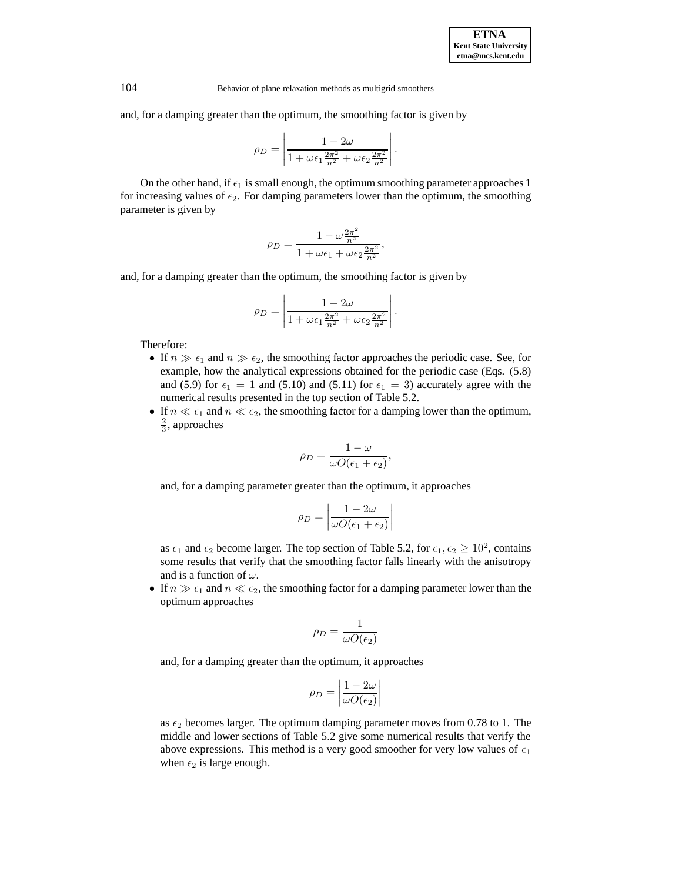and, for a damping greater than the optimum, the smoothing factor is given by

$$\rho_D = \left| \frac{1 - 2\omega}{1 + \omega\epsilon_1 \frac{2\pi^2}{n^2} + \omega\epsilon_2 \frac{2\pi^2}{n^2}} \right|.$$

On the other hand, if $\epsilon_1$ is small enough, the optimum smoothing parameter approaches 1 for increasing values of $\epsilon_2$. For damping parameters lower than the optimum, the smoothing parameter is given by

$$\rho_D = \frac{1 - \omega \frac{2\pi^2}{n^2}}{1 + \omega\epsilon_1 + \omega\epsilon_2 \frac{2\pi^2}{n^2}},$$

and, for a damping greater than the optimum, the smoothing factor is given by

$$\rho_D = \left| \frac{1 - 2\omega}{1 + \omega\epsilon_1 \frac{2\pi^2}{n^2} + \omega\epsilon_2 \frac{2\pi^2}{n^2}} \right|.$$

Therefore:

- If $n \gg \epsilon_1$ and $n \gg \epsilon_2$, the smoothing factor approaches the periodic case. See, for example, how the analytical expressions obtained for the periodic case (Eqs. (5.8) and (5.9) for $\epsilon_1 = 1$ and (5.10) and (5.11) for $\epsilon_1 = 3$) accurately agree with the numerical results presented in the top section of Table 5.2.
- If $n \ll \epsilon_1$ and $n \ll \epsilon_2$, the smoothing factor for a damping lower than the optimum, $\frac{2}{3}$, approaches

  $$\rho_D = \frac{1 - \omega}{\omega O(\epsilon_1 + \epsilon_2)},$$

  and, for a damping parameter greater than the optimum, it approaches

  $$\rho_D = \left| \frac{1 - 2\omega}{\omega O(\epsilon_1 + \epsilon_2)} \right|$$

  as $\epsilon_1$ and $\epsilon_2$ become larger. The top section of Table 5.2, for $\epsilon_1, \epsilon_2 \geq 10^2$, contains some results that verify that the smoothing factor falls linearly with the anisotropy and is a function of $\omega$.
- If $n \gg \epsilon_1$ and $n \ll \epsilon_2$, the smoothing factor for a damping parameter lower than the optimum approaches

  $$\rho_D = \frac{1}{\omega O(\epsilon_2)}$$

  and, for a damping greater than the optimum, it approaches

  $$\rho_D = \left| \frac{1 - 2\omega}{\omega O(\epsilon_2)} \right|$$

  as $\epsilon_2$ becomes larger. The optimum damping parameter moves from 0.78 to 1. The middle and lower sections of Table 5.2 give some numerical results that verify the above expressions. This method is a very good smoother for very low values of $\epsilon_1$ when $\epsilon_2$ is large enough.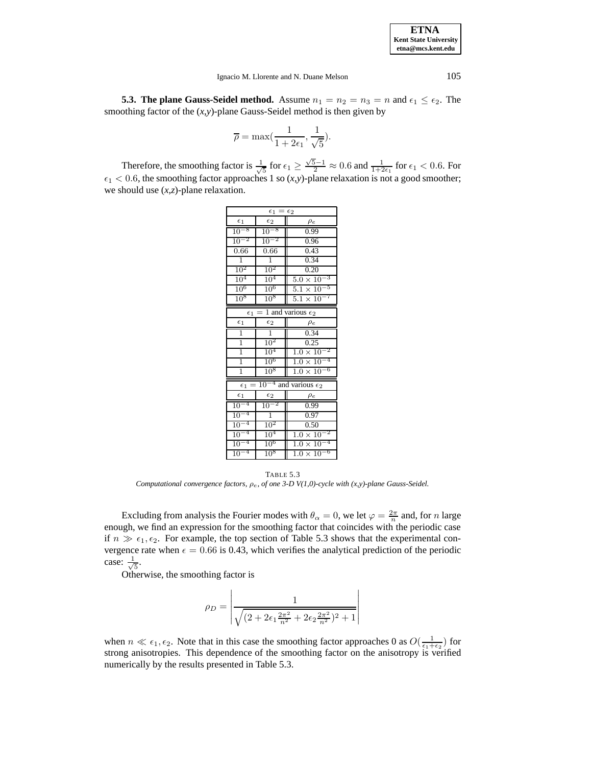**5.3. The plane Gauss-Seidel method.** Assume $n_1 = n_2 = n_3 = n$ and $\epsilon_1 \leq \epsilon_2$. The smoothing factor of the (*x,y*)-plane Gauss-Seidel method is then given by

$$\overline{\rho} = \max\left(\frac{1}{1+2\epsilon_1}, \frac{1}{\sqrt{5}}\right).$$

Therefore, the smoothing factor is $\frac{1}{\sqrt{5}}$ for $\epsilon_1 \geq \frac{\sqrt{5}-1}{2} \approx 0.6$ and $\frac{1}{1+2\epsilon_1}$ for $\epsilon_1 < 0.6$. For $\epsilon_1 < 0.6$, the smoothing factor approaches 1 so (*x,y*)-plane relaxation is not a good smoother; we should use (*x,z*)-plane relaxation.

| $\epsilon_1 = \epsilon_2$ | | |
|---|---|---|
| $\epsilon_1$ | $\epsilon_2$ | $\rho_e$ |
| $10^{-8}$ | $10^{-8}$ | 0.99 |
| $10^{-2}$ | $10^{-2}$ | 0.96 |
| 0.66 | 0.66 | 0.43 |
| 1 | 1 | 0.34 |
| $10^{2}$ | $10^{2}$ | 0.20 |
| $10^{4}$ | $10^{4}$ | $5.0 \times 10^{-3}$ |
| $10^{6}$ | $10^{6}$ | $5.1 \times 10^{-5}$ |
| $10^{8}$ | $10^{8}$ | $5.1 \times 10^{-7}$ |
| **$\epsilon_1 = 1$ and various $\epsilon_2$** | | |
| $\epsilon_1$ | $\epsilon_2$ | $\rho_e$ |
| 1 | 1 | 0.34 |
| 1 | $10^{2}$ | 0.25 |
| 1 | $10^{4}$ | $1.0 \times 10^{-2}$ |
| 1 | $10^{6}$ | $1.0 \times 10^{-4}$ |
| 1 | $10^{8}$ | $1.0 \times 10^{-6}$ |
| **$\epsilon_1 = 10^{-4}$ and various $\epsilon_2$** | | |
| $\epsilon_1$ | $\epsilon_2$ | $\rho_e$ |
| $10^{-4}$ | $10^{-2}$ | 0.99 |
| $10^{-4}$ | 1 | 0.97 |
| $10^{-4}$ | $10^{2}$ | 0.50 |
| $10^{-4}$ | $10^{4}$ | $1.0 \times 10^{-2}$ |
| $10^{-4}$ | $10^{6}$ | $1.0 \times 10^{-4}$ |
| $10^{-4}$ | $10^{8}$ | $1.0 \times 10^{-6}$ |

TABLE 5.3
*Computational convergence factors, $\rho_e$, of one 3-D V(1,0)-cycle with (x,y)-plane Gauss-Seidel.*

Excluding from analysis the Fourier modes with $\theta_\alpha = 0$, we let $\varphi = \frac{2\pi}{n}$ and, for $n$ large enough, we find an expression for the smoothing factor that coincides with the periodic case if $n \gg \epsilon_1, \epsilon_2$. For example, the top section of Table 5.3 shows that the experimental convergence rate when $\epsilon = 0.66$ is 0.43, which verifies the analytical prediction of the periodic case: $\frac{1}{\sqrt{5}}$.

Otherwise, the smoothing factor is

$$\rho_D = \left| \frac{1}{\sqrt{(2 + 2\epsilon_1 \frac{2\pi^2}{n^2} + 2\epsilon_2 \frac{2\pi^2}{n^2})^2 + 1}} \right|$$

when $n \ll \epsilon_1, \epsilon_2$. Note that in this case the smoothing factor approaches 0 as $O(\frac{1}{\epsilon_1+\epsilon_2})$ for strong anisotropies. This dependence of the smoothing factor on the anisotropy is verified numerically by the results presented in Table 5.3.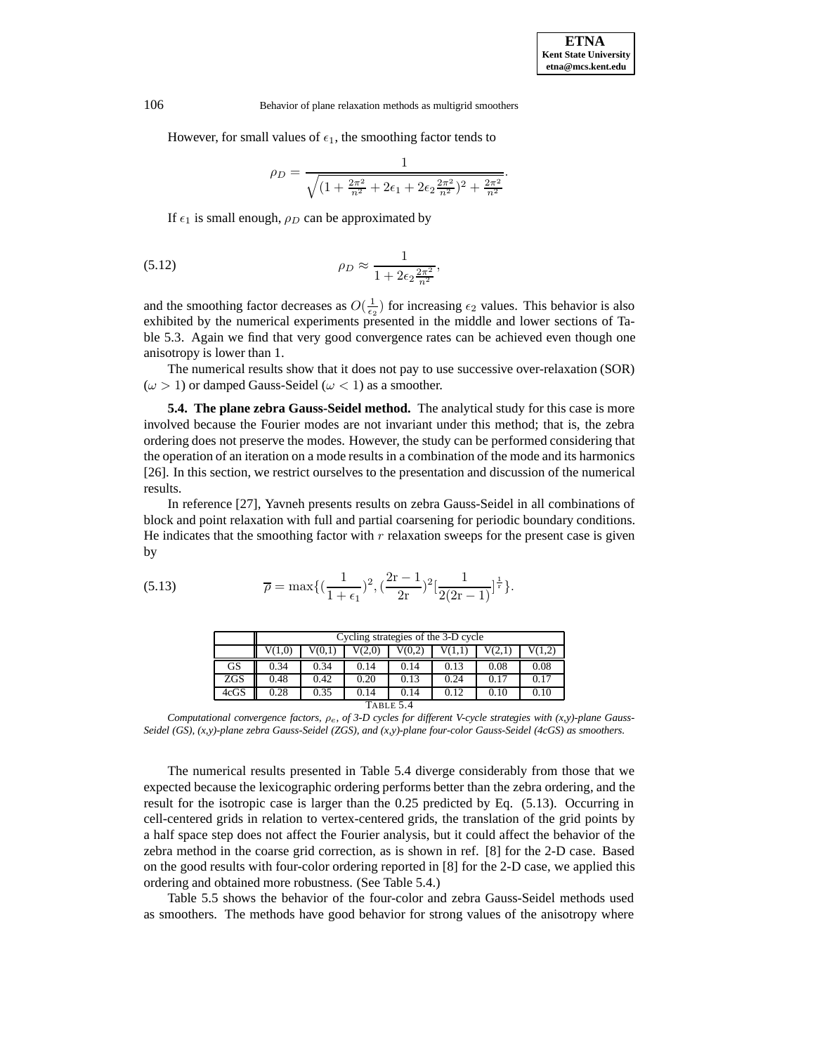However, for small values of $\epsilon_1$, the smoothing factor tends to

$$\rho_D = \frac{1}{\sqrt{(1 + \frac{2\pi^2}{n^2} + 2\epsilon_1 + 2\epsilon_2 \frac{2\pi^2}{n^2})^2 + \frac{2\pi^2}{n^2}}}.$$

If $\epsilon_1$ is small enough, $\rho_D$ can be approximated by

$$\rho_D \approx \frac{1}{1 + 2\epsilon_2 \frac{2\pi^2}{n^2}}, \tag{5.12}$$

and the smoothing factor decreases as $O(\frac{1}{\epsilon_2})$ for increasing $\epsilon_2$ values. This behavior is also exhibited by the numerical experiments presented in the middle and lower sections of Table 5.3. Again we find that very good convergence rates can be achieved even though one anisotropy is lower than 1.

The numerical results show that it does not pay to use successive over-relaxation (SOR) ($\omega > 1$) or damped Gauss-Seidel ($\omega < 1$) as a smoother.

**5.4. The plane zebra Gauss-Seidel method.** The analytical study for this case is more involved because the Fourier modes are not invariant under this method; that is, the zebra ordering does not preserve the modes. However, the study can be performed considering that the operation of an iteration on a mode results in a combination of the mode and its harmonics [26]. In this section, we restrict ourselves to the presentation and discussion of the numerical results.

In reference [27], Yavneh presents results on zebra Gauss-Seidel in all combinations of block and point relaxation with full and partial coarsening for periodic boundary conditions. He indicates that the smoothing factor with $r$ relaxation sweeps for the present case is given by

$$\overline{\rho} = \max\{(\frac{1}{1+\epsilon_1})^2, (\frac{2\mathrm{r}-1}{2\mathrm{r}})^2[\frac{1}{2(2\mathrm{r}-1)}]^{\frac{1}{\mathrm{r}}}\}. \tag{5.13}$$

| | Cycling strategies of the 3-D cycle | | | | | | |
|---|---|---|---|---|---|---|---|
| | V(1,0) | V(0,1) | V(2,0) | V(0,2) | V(1,1) | V(2,1) | V(1,2) |
| GS | 0.34 | 0.34 | 0.14 | 0.14 | 0.13 | 0.08 | 0.08 |
| ZGS | 0.48 | 0.42 | 0.20 | 0.13 | 0.24 | 0.17 | 0.17 |
| 4cGS | 0.28 | 0.35 | 0.14 | 0.14 | 0.12 | 0.10 | 0.10 |

TABLE 5.4

*Computational convergence factors, $\rho_e$, of 3-D cycles for different V-cycle strategies with (x,y)-plane Gauss-Seidel (GS), (x,y)-plane zebra Gauss-Seidel (ZGS), and (x,y)-plane four-color Gauss-Seidel (4cGS) as smoothers.*

The numerical results presented in Table 5.4 diverge considerably from those that we expected because the lexicographic ordering performs better than the zebra ordering, and the result for the isotropic case is larger than the 0.25 predicted by Eq. (5.13). Occurring in cell-centered grids in relation to vertex-centered grids, the translation of the grid points by a half space step does not affect the Fourier analysis, but it could affect the behavior of the zebra method in the coarse grid correction, as is shown in ref. [8] for the 2-D case. Based on the good results with four-color ordering reported in [8] for the 2-D case, we applied this ordering and obtained more robustness. (See Table 5.4.)

Table 5.5 shows the behavior of the four-color and zebra Gauss-Seidel methods used as smoothers. The methods have good behavior for strong values of the anisotropy where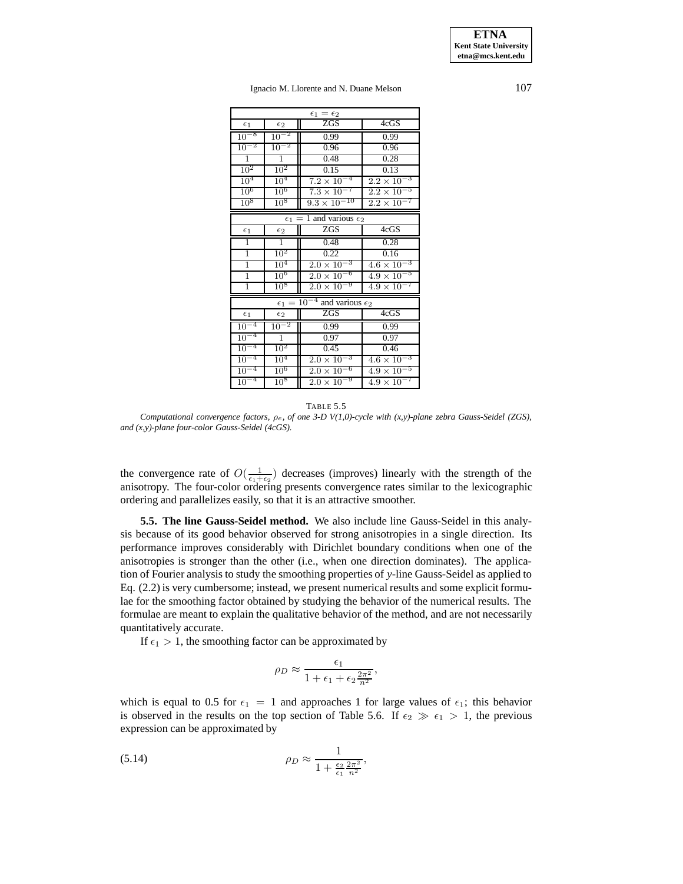| $\epsilon_1$ | $\epsilon_2$ | ZGS | 4cGS |
|---|---|---|---|
| **$\epsilon_1 = \epsilon_2$** | | | |
| $10^{-8}$ | $10^{-2}$ | 0.99 | 0.99 |
| $10^{-2}$ | $10^{-2}$ | 0.96 | 0.96 |
| 1 | 1 | 0.48 | 0.28 |
| $10^2$ | $10^2$ | 0.15 | 0.13 |
| $10^4$ | $10^4$ | $7.2 \times 10^{-4}$ | $2.2 \times 10^{-3}$ |
| $10^6$ | $10^6$ | $7.3 \times 10^{-7}$ | $2.2 \times 10^{-5}$ |
| $10^8$ | $10^8$ | $9.3 \times 10^{-10}$ | $2.2 \times 10^{-7}$ |
| **$\epsilon_1 = 1$ and various $\epsilon_2$** | | | |
| 1 | 1 | 0.48 | 0.28 |
| 1 | $10^2$ | 0.22 | 0.16 |
| 1 | $10^4$ | $2.0 \times 10^{-3}$ | $4.6 \times 10^{-3}$ |
| 1 | $10^6$ | $2.0 \times 10^{-6}$ | $4.9 \times 10^{-5}$ |
| 1 | $10^8$ | $2.0 \times 10^{-9}$ | $4.9 \times 10^{-7}$ |
| **$\epsilon_1 = 10^{-4}$ and various $\epsilon_2$** | | | |
| $10^{-4}$ | $10^{-2}$ | 0.99 | 0.99 |
| $10^{-4}$ | 1 | 0.97 | 0.97 |
| $10^{-4}$ | $10^2$ | 0.45 | 0.46 |
| $10^{-4}$ | $10^4$ | $2.0 \times 10^{-3}$ | $4.6 \times 10^{-3}$ |
| $10^{-4}$ | $10^6$ | $2.0 \times 10^{-6}$ | $4.9 \times 10^{-5}$ |
| $10^{-4}$ | $10^8$ | $2.0 \times 10^{-9}$ | $4.9 \times 10^{-7}$ |

TABLE 5.5

*Computational convergence factors, $\rho_e$, of one 3-D V(1,0)-cycle with (x,y)-plane zebra Gauss-Seidel (ZGS), and (x,y)-plane four-color Gauss-Seidel (4cGS).*

the convergence rate of $O(\frac{1}{\epsilon_1+\epsilon_2})$ decreases (improves) linearly with the strength of the anisotropy. The four-color ordering presents convergence rates similar to the lexicographic ordering and parallelizes easily, so that it is an attractive smoother.

**5.5. The line Gauss-Seidel method.** We also include line Gauss-Seidel in this analysis because of its good behavior observed for strong anisotropies in a single direction. Its performance improves considerably with Dirichlet boundary conditions when one of the anisotropies is stronger than the other (i.e., when one direction dominates). The application of Fourier analysis to study the smoothing properties of *y*-line Gauss-Seidel as applied to Eq. (2.2) is very cumbersome; instead, we present numerical results and some explicit formulae for the smoothing factor obtained by studying the behavior of the numerical results. The formulae are meant to explain the qualitative behavior of the method, and are not necessarily quantitatively accurate.

If $\epsilon_1 > 1$, the smoothing factor can be approximated by

$$\rho_D \approx \frac{\epsilon_1}{1 + \epsilon_1 + \epsilon_2 \frac{2\pi^2}{n^2}},$$

which is equal to 0.5 for $\epsilon_1 = 1$ and approaches 1 for large values of $\epsilon_1$; this behavior is observed in the results on the top section of Table 5.6. If $\epsilon_2 \gg \epsilon_1 > 1$, the previous expression can be approximated by

$$\rho_D \approx \frac{1}{1 + \frac{\epsilon_2}{\epsilon_1} \frac{2\pi^2}{n^2}}, \tag{5.14}$$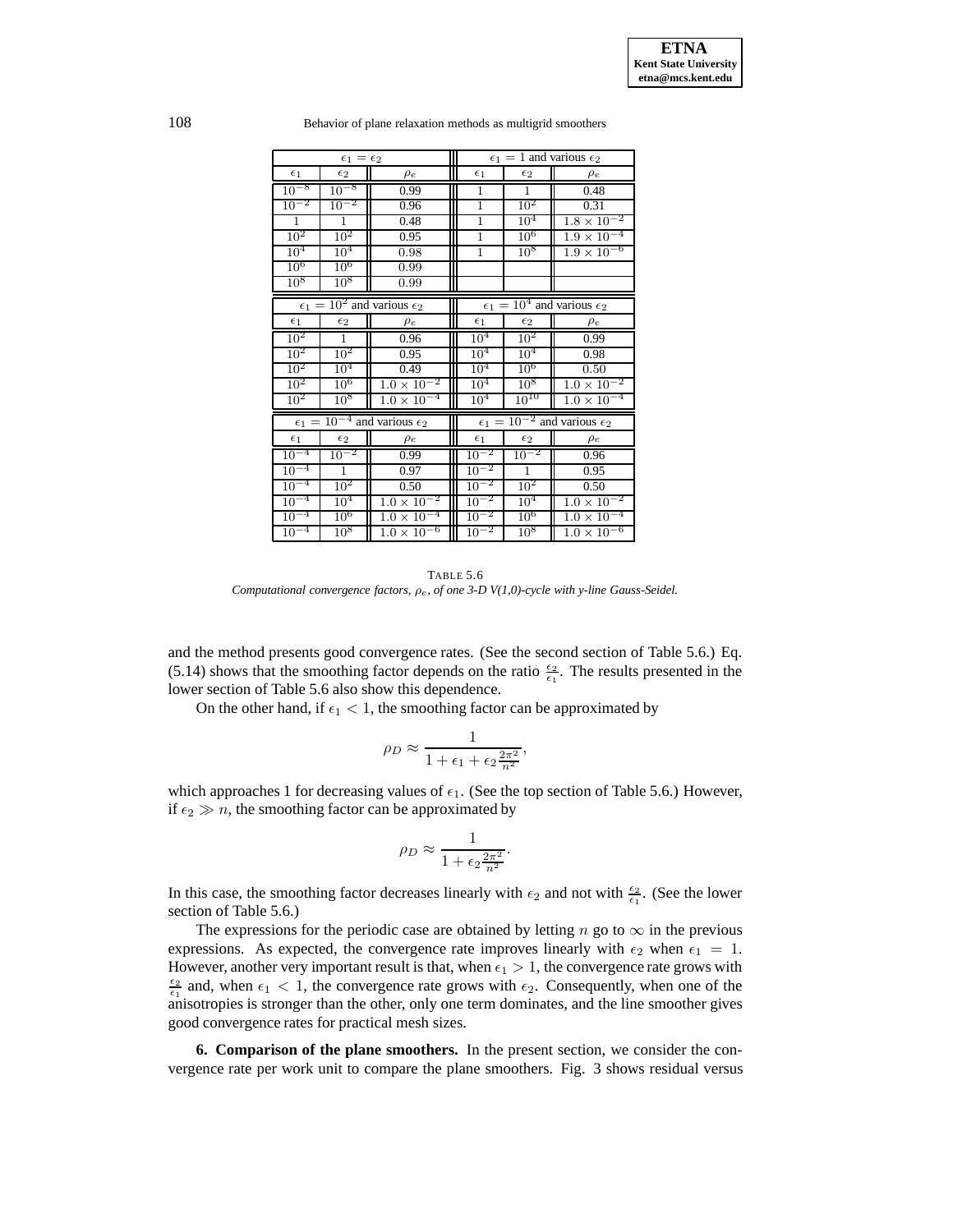| $\epsilon_1 = \epsilon_2$ | | | $\epsilon_1 = 1$ and various $\epsilon_2$ | | |
|---|---|---|---|---|---|
| $\epsilon_1$ | $\epsilon_2$ | $\rho_e$ | $\epsilon_1$ | $\epsilon_2$ | $\rho_e$ |
| $10^{-8}$ | $10^{-8}$ | 0.99 | 1 | 1 | 0.48 |
| $10^{-2}$ | $10^{-2}$ | 0.96 | 1 | $10^2$ | 0.31 |
| 1 | 1 | 0.48 | 1 | $10^4$ | $1.8 \times 10^{-2}$ |
| $10^2$ | $10^2$ | 0.95 | 1 | $10^6$ | $1.9 \times 10^{-4}$ |
| $10^4$ | $10^4$ | 0.98 | 1 | $10^8$ | $1.9 \times 10^{-6}$ |
| $10^6$ | $10^6$ | 0.99 | | | |
| $10^8$ | $10^8$ | 0.99 | | | |
| $\epsilon_1 = 10^2$ and various $\epsilon_2$ | | | $\epsilon_1 = 10^4$ and various $\epsilon_2$ | | |
| $\epsilon_1$ | $\epsilon_2$ | $\rho_e$ | $\epsilon_1$ | $\epsilon_2$ | $\rho_e$ |
| $10^2$ | 1 | 0.96 | $10^4$ | $10^2$ | 0.99 |
| $10^2$ | $10^2$ | 0.95 | $10^4$ | $10^4$ | 0.98 |
| $10^2$ | $10^4$ | 0.49 | $10^4$ | $10^6$ | 0.50 |
| $10^2$ | $10^6$ | $1.0 \times 10^{-2}$ | $10^4$ | $10^8$ | $1.0 \times 10^{-2}$ |
| $10^2$ | $10^8$ | $1.0 \times 10^{-4}$ | $10^4$ | $10^{10}$ | $1.0 \times 10^{-4}$ |
| $\epsilon_1 = 10^{-4}$ and various $\epsilon_2$ | | | $\epsilon_1 = 10^{-2}$ and various $\epsilon_2$ | | |
| $\epsilon_1$ | $\epsilon_2$ | $\rho_e$ | $\epsilon_1$ | $\epsilon_2$ | $\rho_e$ |
| $10^{-4}$ | $10^{-2}$ | 0.99 | $10^{-2}$ | $10^{-2}$ | 0.96 |
| $10^{-4}$ | 1 | 0.97 | $10^{-2}$ | 1 | 0.95 |
| $10^{-4}$ | $10^2$ | 0.50 | $10^{-2}$ | $10^2$ | 0.50 |
| $10^{-4}$ | $10^4$ | $1.0 \times 10^{-2}$ | $10^{-2}$ | $10^4$ | $1.0 \times 10^{-2}$ |
| $10^{-4}$ | $10^6$ | $1.0 \times 10^{-4}$ | $10^{-2}$ | $10^6$ | $1.0 \times 10^{-4}$ |
| $10^{-4}$ | $10^8$ | $1.0 \times 10^{-6}$ | $10^{-2}$ | $10^8$ | $1.0 \times 10^{-6}$ |

TABLE 5.6
*Computational convergence factors, $\rho_e$, of one 3-D V(1,0)-cycle with y-line Gauss-Seidel.*

and the method presents good convergence rates. (See the second section of Table 5.6.) Eq. (5.14) shows that the smoothing factor depends on the ratio $\frac{\epsilon_2}{\epsilon_1}$. The results presented in the lower section of Table 5.6 also show this dependence.

On the other hand, if $\epsilon_1 < 1$, the smoothing factor can be approximated by

$$\rho_D \approx \frac{1}{1 + \epsilon_1 + \epsilon_2 \frac{2\pi^2}{n^2}},$$

which approaches 1 for decreasing values of $\epsilon_1$. (See the top section of Table 5.6.) However, if $\epsilon_2 \gg n$, the smoothing factor can be approximated by

$$\rho_D \approx \frac{1}{1 + \epsilon_2 \frac{2\pi^2}{n^2}}.$$

In this case, the smoothing factor decreases linearly with $\epsilon_2$ and not with $\frac{\epsilon_2}{\epsilon_1}$. (See the lower section of Table 5.6.)

The expressions for the periodic case are obtained by letting $n$ go to $\infty$ in the previous expressions. As expected, the convergence rate improves linearly with $\epsilon_2$ when $\epsilon_1 = 1$. However, another very important result is that, when $\epsilon_1 > 1$, the convergence rate grows with $\frac{\epsilon_2}{\epsilon_1}$ and, when $\epsilon_1 < 1$, the convergence rate grows with $\epsilon_2$. Consequently, when one of the anisotropies is stronger than the other, only one term dominates, and the line smoother gives good convergence rates for practical mesh sizes.

**6. Comparison of the plane smoothers.** In the present section, we consider the convergence rate per work unit to compare the plane smoothers. Fig. 3 shows residual versus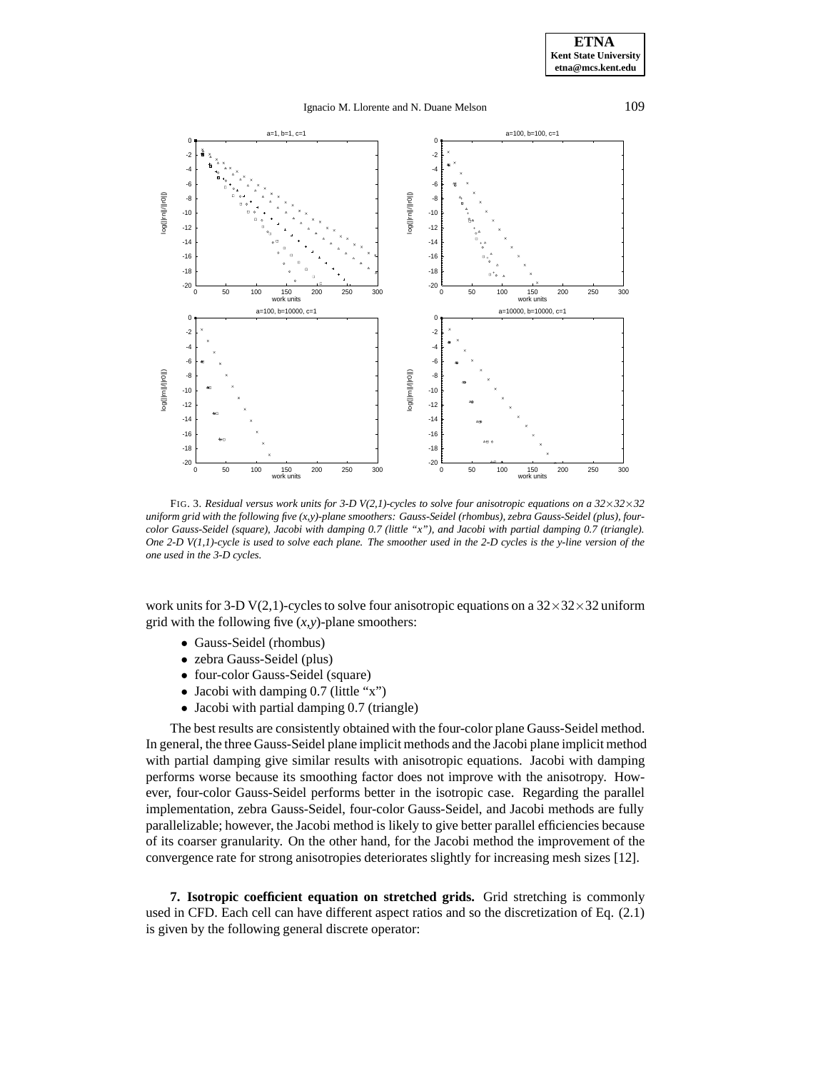FIG. 3. *Residual versus work units for 3-D V(2,1)-cycles to solve four anisotropic equations on a $32\times32\times32$ uniform grid with the following five (x,y)-plane smoothers: Gauss-Seidel (rhombus), zebra Gauss-Seidel (plus), four-color Gauss-Seidel (square), Jacobi with damping 0.7 (little "x"), and Jacobi with partial damping 0.7 (triangle). One 2-D V(1,1)-cycle is used to solve each plane. The smoother used in the 2-D cycles is the y-line version of the one used in the 3-D cycles.*

work units for 3-D V(2,1)-cycles to solve four anisotropic equations on a $32\times32\times32$ uniform grid with the following five $(x,y)$-plane smoothers:

- Gauss-Seidel (rhombus)
- zebra Gauss-Seidel (plus)
- four-color Gauss-Seidel (square)
- Jacobi with damping 0.7 (little "x")
- Jacobi with partial damping 0.7 (triangle)

The best results are consistently obtained with the four-color plane Gauss-Seidel method. In general, the three Gauss-Seidel plane implicit methods and the Jacobi plane implicit method with partial damping give similar results with anisotropic equations. Jacobi with damping performs worse because its smoothing factor does not improve with the anisotropy. However, four-color Gauss-Seidel performs better in the isotropic case. Regarding the parallel implementation, zebra Gauss-Seidel, four-color Gauss-Seidel, and Jacobi methods are fully parallelizable; however, the Jacobi method is likely to give better parallel efficiencies because of its coarser granularity. On the other hand, for the Jacobi method the improvement of the convergence rate for strong anisotropies deteriorates slightly for increasing mesh sizes [12].

**7. Isotropic coefficient equation on stretched grids.** Grid stretching is commonly used in CFD. Each cell can have different aspect ratios and so the discretization of Eq. (2.1) is given by the following general discrete operator: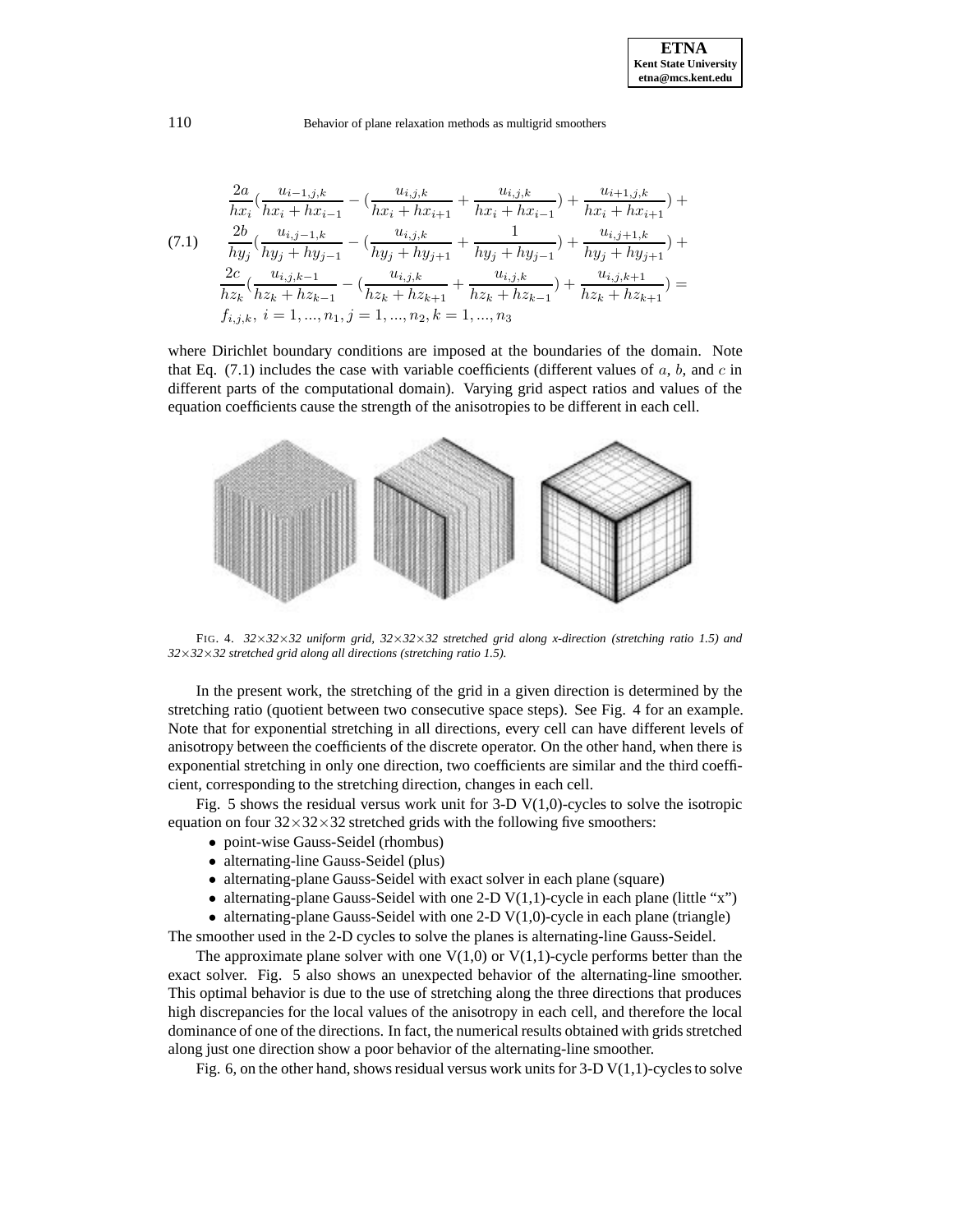$$
(7.1)\quad
\begin{aligned}
&\frac{2a}{hx_i}\Big(\frac{u_{i-1,j,k}}{hx_i+hx_{i-1}} - \big(\frac{u_{i,j,k}}{hx_i+hx_{i+1}} + \frac{u_{i,j,k}}{hx_i+hx_{i-1}}\big) + \frac{u_{i+1,j,k}}{hx_i+hx_{i+1}}\Big) + \\
&\frac{2b}{hy_j}\Big(\frac{u_{i,j-1,k}}{hy_j+hy_{j-1}} - \big(\frac{u_{i,j,k}}{hy_j+hy_{j+1}} + \frac{1}{hy_j+hy_{j-1}}\big) + \frac{u_{i,j+1,k}}{hy_j+hy_{j+1}}\Big) + \\
&\frac{2c}{hz_k}\Big(\frac{u_{i,j,k-1}}{hz_k+hz_{k-1}} - \big(\frac{u_{i,j,k}}{hz_k+hz_{k+1}} + \frac{u_{i,j,k}}{hz_k+hz_{k-1}}\big) + \frac{u_{i,j,k+1}}{hz_k+hz_{k+1}}\Big) = \\
&f_{i,j,k},\ i=1,...,n_1, j=1,...,n_2, k=1,...,n_3
\end{aligned}
$$

where Dirichlet boundary conditions are imposed at the boundaries of the domain. Note that Eq. (7.1) includes the case with variable coefficients (different values of $a$, $b$, and $c$ in different parts of the computational domain). Varying grid aspect ratios and values of the equation coefficients cause the strength of the anisotropies to be different in each cell.

FIG. 4. *32×32×32 uniform grid, 32×32×32 stretched grid along x-direction (stretching ratio 1.5) and 32×32×32 stretched grid along all directions (stretching ratio 1.5).*

In the present work, the stretching of the grid in a given direction is determined by the stretching ratio (quotient between two consecutive space steps). See Fig. 4 for an example. Note that for exponential stretching in all directions, every cell can have different levels of anisotropy between the coefficients of the discrete operator. On the other hand, when there is exponential stretching in only one direction, two coefficients are similar and the third coefficient, corresponding to the stretching direction, changes in each cell.

Fig. 5 shows the residual versus work unit for 3-D V(1,0)-cycles to solve the isotropic equation on four $32\times32\times32$ stretched grids with the following five smoothers:

- point-wise Gauss-Seidel (rhombus)
- alternating-line Gauss-Seidel (plus)
- alternating-plane Gauss-Seidel with exact solver in each plane (square)
- alternating-plane Gauss-Seidel with one 2-D V(1,1)-cycle in each plane (little "x")
- alternating-plane Gauss-Seidel with one 2-D V(1,0)-cycle in each plane (triangle)

The smoother used in the 2-D cycles to solve the planes is alternating-line Gauss-Seidel.

The approximate plane solver with one V(1,0) or V(1,1)-cycle performs better than the exact solver. Fig. 5 also shows an unexpected behavior of the alternating-line smoother. This optimal behavior is due to the use of stretching along the three directions that produces high discrepancies for the local values of the anisotropy in each cell, and therefore the local dominance of one of the directions. In fact, the numerical results obtained with grids stretched along just one direction show a poor behavior of the alternating-line smoother.

Fig. 6, on the other hand, shows residual versus work units for 3-D V(1,1)-cycles to solve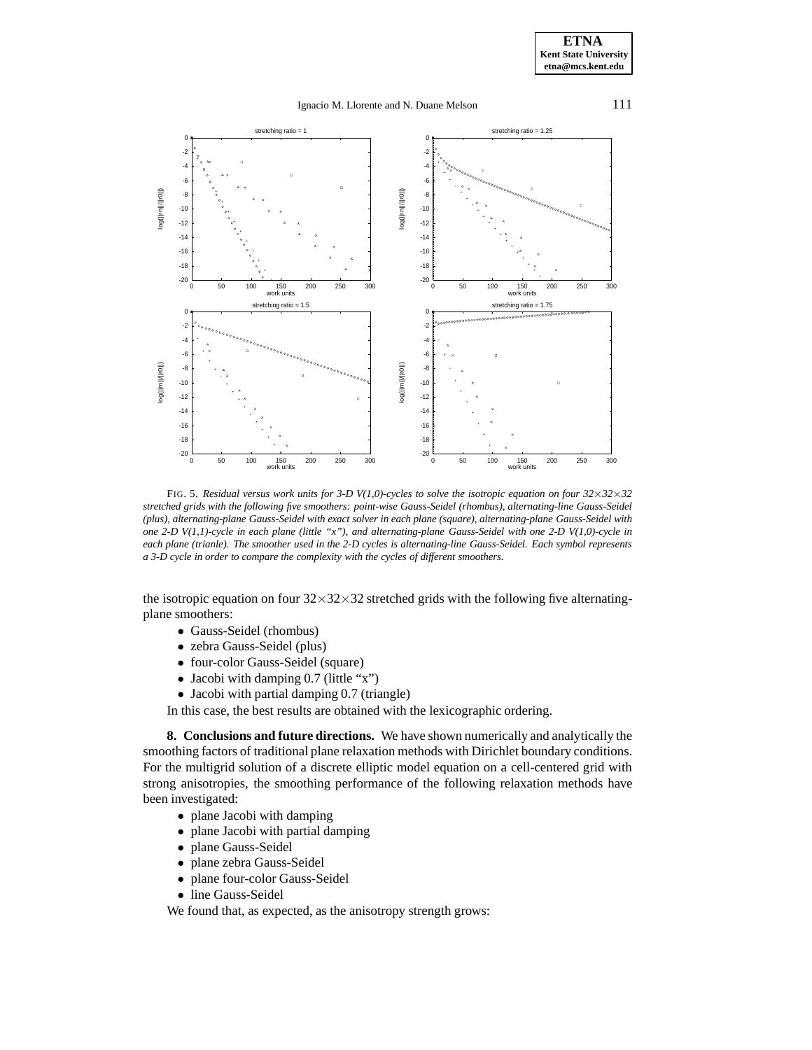FIG. 5. *Residual versus work units for 3-D V(1,0)-cycles to solve the isotropic equation on four 32×32×32 stretched grids with the following five smoothers: point-wise Gauss-Seidel (rhombus), alternating-line Gauss-Seidel (plus), alternating-plane Gauss-Seidel with exact solver in each plane (square), alternating-plane Gauss-Seidel with one 2-D V(1,1)-cycle in each plane (little "x"), and alternating-plane Gauss-Seidel with one 2-D V(1,0)-cycle in each plane (trianle). The smoother used in the 2-D cycles is alternating-line Gauss-Seidel. Each symbol represents a 3-D cycle in order to compare the complexity with the cycles of different smoothers.*

the isotropic equation on four 32×32×32 stretched grids with the following five alternating-plane smoothers:

- Gauss-Seidel (rhombus)
- zebra Gauss-Seidel (plus)
- four-color Gauss-Seidel (square)
- Jacobi with damping 0.7 (little "x")
- Jacobi with partial damping 0.7 (triangle)

In this case, the best results are obtained with the lexicographic ordering.

**8. Conclusions and future directions.** We have shown numerically and analytically the smoothing factors of traditional plane relaxation methods with Dirichlet boundary conditions. For the multigrid solution of a discrete elliptic model equation on a cell-centered grid with strong anisotropies, the smoothing performance of the following relaxation methods have been investigated:

- plane Jacobi with damping
- plane Jacobi with partial damping
- plane Gauss-Seidel
- plane zebra Gauss-Seidel
- plane four-color Gauss-Seidel
- line Gauss-Seidel

We found that, as expected, as the anisotropy strength grows: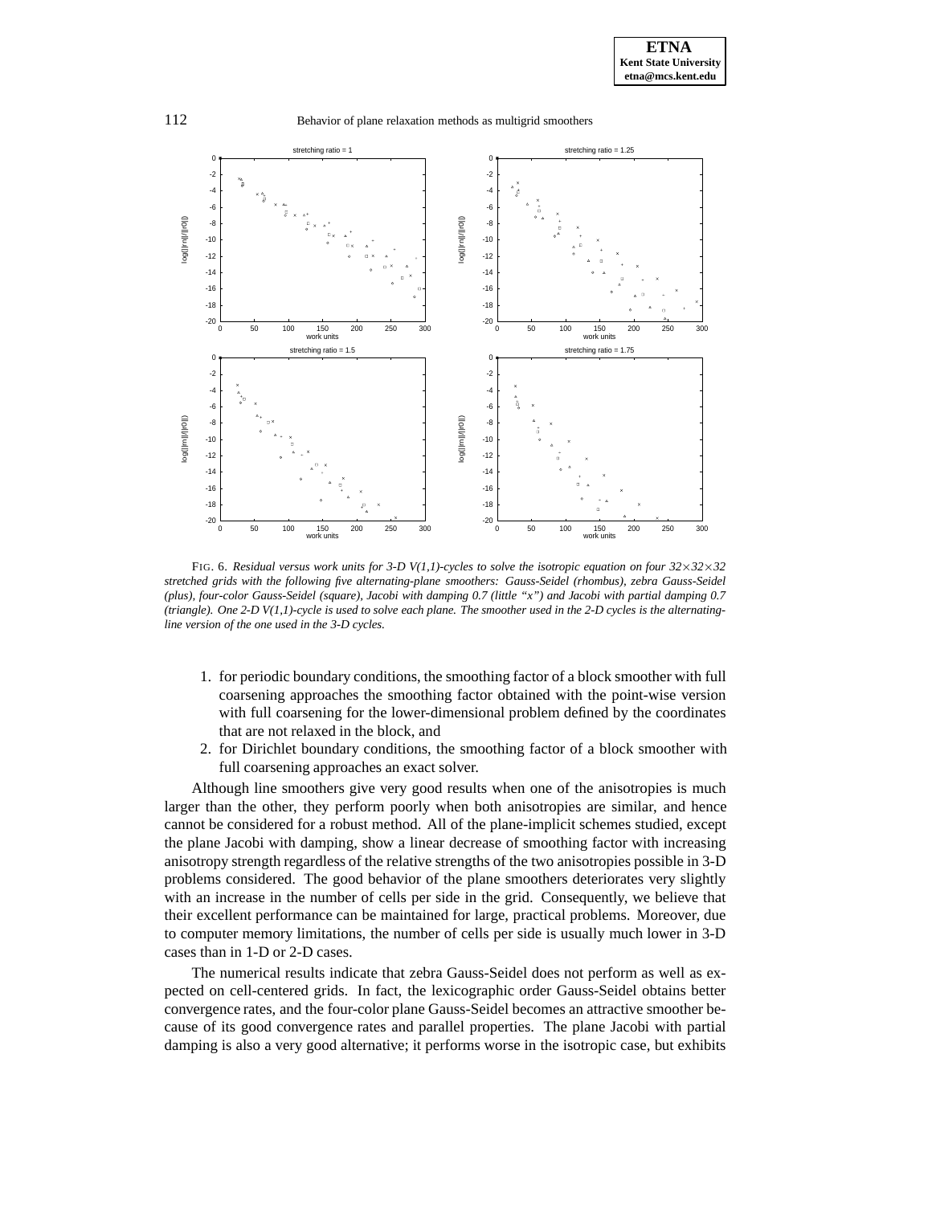FIG. 6. *Residual versus work units for 3-D V(1,1)-cycles to solve the isotropic equation on four 32×32×32 stretched grids with the following five alternating-plane smoothers: Gauss-Seidel (rhombus), zebra Gauss-Seidel (plus), four-color Gauss-Seidel (square), Jacobi with damping 0.7 (little "x") and Jacobi with partial damping 0.7 (triangle). One 2-D V(1,1)-cycle is used to solve each plane. The smoother used in the 2-D cycles is the alternating-line version of the one used in the 3-D cycles.*

1. for periodic boundary conditions, the smoothing factor of a block smoother with full coarsening approaches the smoothing factor obtained with the point-wise version with full coarsening for the lower-dimensional problem defined by the coordinates that are not relaxed in the block, and
2. for Dirichlet boundary conditions, the smoothing factor of a block smoother with full coarsening approaches an exact solver.

Although line smoothers give very good results when one of the anisotropies is much larger than the other, they perform poorly when both anisotropies are similar, and hence cannot be considered for a robust method. All of the plane-implicit schemes studied, except the plane Jacobi with damping, show a linear decrease of smoothing factor with increasing anisotropy strength regardless of the relative strengths of the two anisotropies possible in 3-D problems considered. The good behavior of the plane smoothers deteriorates very slightly with an increase in the number of cells per side in the grid. Consequently, we believe that their excellent performance can be maintained for large, practical problems. Moreover, due to computer memory limitations, the number of cells per side is usually much lower in 3-D cases than in 1-D or 2-D cases.

The numerical results indicate that zebra Gauss-Seidel does not perform as well as expected on cell-centered grids. In fact, the lexicographic order Gauss-Seidel obtains better convergence rates, and the four-color plane Gauss-Seidel becomes an attractive smoother because of its good convergence rates and parallel properties. The plane Jacobi with partial damping is also a very good alternative; it performs worse in the isotropic case, but exhibits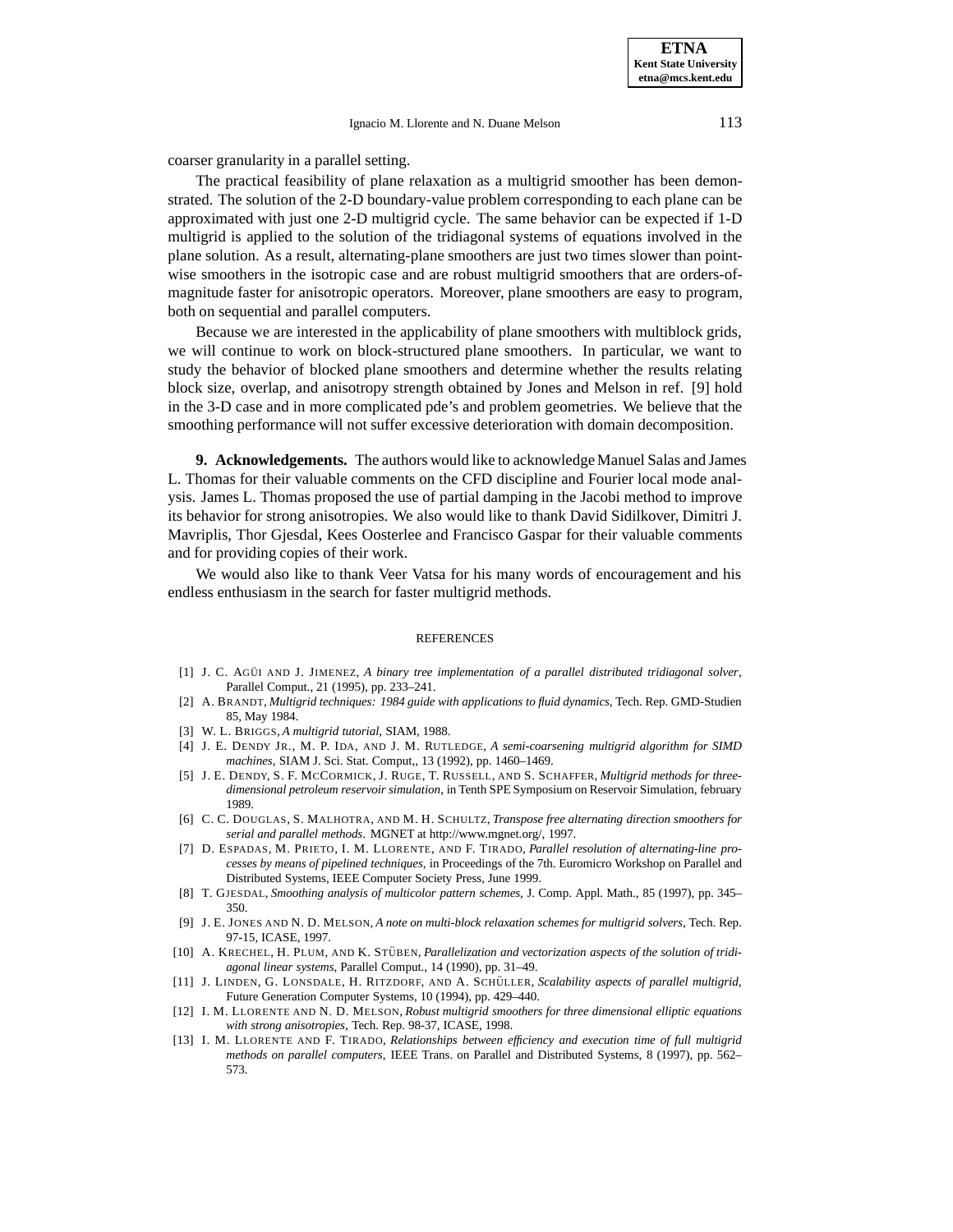coarser granularity in a parallel setting.

The practical feasibility of plane relaxation as a multigrid smoother has been demonstrated. The solution of the 2-D boundary-value problem corresponding to each plane can be approximated with just one 2-D multigrid cycle. The same behavior can be expected if 1-D multigrid is applied to the solution of the tridiagonal systems of equations involved in the plane solution. As a result, alternating-plane smoothers are just two times slower than point-wise smoothers in the isotropic case and are robust multigrid smoothers that are orders-of-magnitude faster for anisotropic operators. Moreover, plane smoothers are easy to program, both on sequential and parallel computers.

Because we are interested in the applicability of plane smoothers with multiblock grids, we will continue to work on block-structured plane smoothers. In particular, we want to study the behavior of blocked plane smoothers and determine whether the results relating block size, overlap, and anisotropy strength obtained by Jones and Melson in ref. [9] hold in the 3-D case and in more complicated pde's and problem geometries. We believe that the smoothing performance will not suffer excessive deterioration with domain decomposition.

**9. Acknowledgements.** The authors would like to acknowledge Manuel Salas and James L. Thomas for their valuable comments on the CFD discipline and Fourier local mode analysis. James L. Thomas proposed the use of partial damping in the Jacobi method to improve its behavior for strong anisotropies. We also would like to thank David Sidilkover, Dimitri J. Mavriplis, Thor Gjesdal, Kees Oosterlee and Francisco Gaspar for their valuable comments and for providing copies of their work.

We would also like to thank Veer Vatsa for his many words of encouragement and his endless enthusiasm in the search for faster multigrid methods.

## REFERENCES

[1] J. C. Agüi and J. Jimenez, *A binary tree implementation of a parallel distributed tridiagonal solver*, Parallel Comput., 21 (1995), pp. 233–241.

[2] A. Brandt, *Multigrid techniques: 1984 guide with applications to fluid dynamics*, Tech. Rep. GMD-Studien 85, May 1984.

[3] W. L. Briggs, *A multigrid tutorial*, SIAM, 1988.

[4] J. E. Dendy Jr., M. P. Ida, and J. M. Rutledge, *A semi-coarsening multigrid algorithm for SIMD machines*, SIAM J. Sci. Stat. Comput,, 13 (1992), pp. 1460–1469.

[5] J. E. Dendy, S. F. McCormick, J. Ruge, T. Russell, and S. Schaffer, *Multigrid methods for three-dimensional petroleum reservoir simulation*, in Tenth SPE Symposium on Reservoir Simulation, february 1989.

[6] C. C. Douglas, S. Malhotra, and M. H. Schultz, *Transpose free alternating direction smoothers for serial and parallel methods*. MGNET at http://www.mgnet.org/, 1997.

[7] D. Espadas, M. Prieto, I. M. Llorente, and F. Tirado, *Parallel resolution of alternating-line processes by means of pipelined techniques*, in Proceedings of the 7th. Euromicro Workshop on Parallel and Distributed Systems, IEEE Computer Society Press, June 1999.

[8] T. Gjesdal, *Smoothing analysis of multicolor pattern schemes*, J. Comp. Appl. Math., 85 (1997), pp. 345–350.

[9] J. E. Jones and N. D. Melson, *A note on multi-block relaxation schemes for multigrid solvers*, Tech. Rep. 97-15, ICASE, 1997.

[10] A. Krechel, H. Plum, and K. Stüben, *Parallelization and vectorization aspects of the solution of tridiagonal linear systems*, Parallel Comput., 14 (1990), pp. 31–49.

[11] J. Linden, G. Lonsdale, H. Ritzdorf, and A. Schüller, *Scalability aspects of parallel multigrid*, Future Generation Computer Systems, 10 (1994), pp. 429–440.

[12] I. M. Llorente and N. D. Melson, *Robust multigrid smoothers for three dimensional elliptic equations with strong anisotropies*, Tech. Rep. 98-37, ICASE, 1998.

[13] I. M. Llorente and F. Tirado, *Relationships between efficiency and execution time of full multigrid methods on parallel computers*, IEEE Trans. on Parallel and Distributed Systems, 8 (1997), pp. 562–573.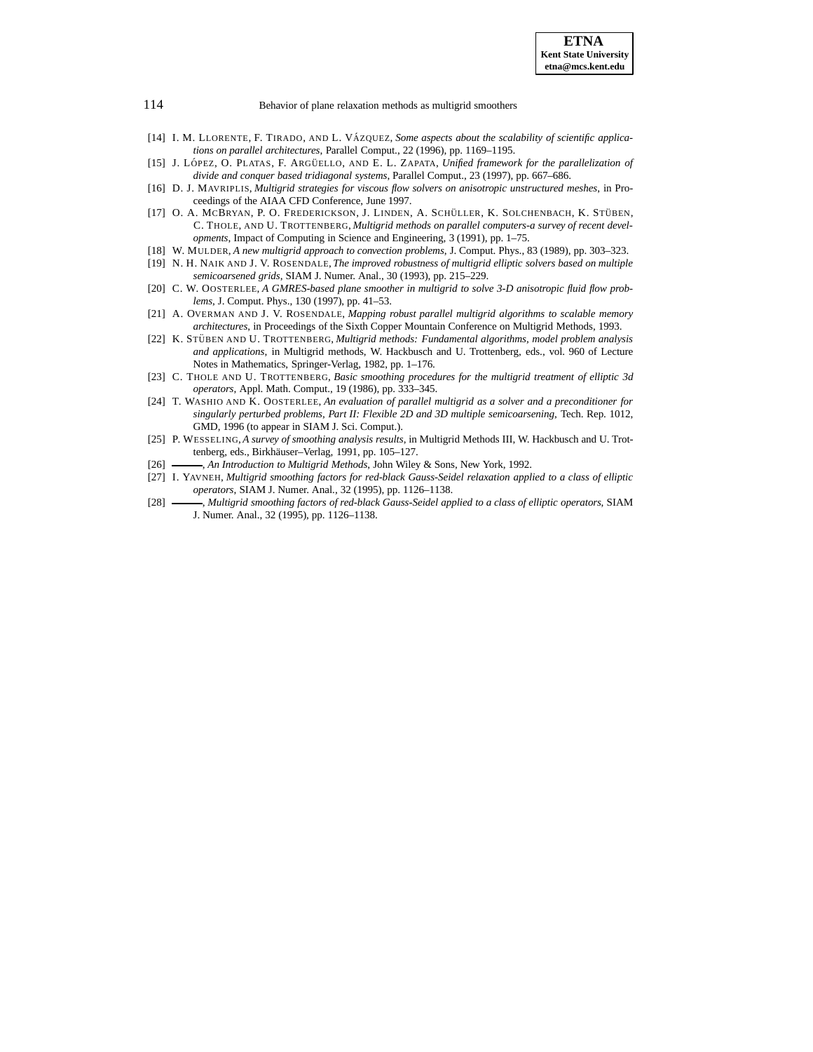[14] I. M. LLORENTE, F. TIRADO, AND L. VÁZQUEZ, *Some aspects about the scalability of scientific applications on parallel architectures*, Parallel Comput., 22 (1996), pp. 1169–1195.

[15] J. LÓPEZ, O. PLATAS, F. ARGÜELLO, AND E. L. ZAPATA, *Unified framework for the parallelization of divide and conquer based tridiagonal systems*, Parallel Comput., 23 (1997), pp. 667–686.

[16] D. J. MAVRIPLIS, *Multigrid strategies for viscous flow solvers on anisotropic unstructured meshes*, in Proceedings of the AIAA CFD Conference, June 1997.

[17] O. A. MCBRYAN, P. O. FREDERICKSON, J. LINDEN, A. SCHÜLLER, K. SOLCHENBACH, K. STÜBEN, C. THOLE, AND U. TROTTENBERG, *Multigrid methods on parallel computers-a survey of recent developments*, Impact of Computing in Science and Engineering, 3 (1991), pp. 1–75.

[18] W. MULDER, *A new multigrid approach to convection problems*, J. Comput. Phys., 83 (1989), pp. 303–323.

[19] N. H. NAIK AND J. V. ROSENDALE, *The improved robustness of multigrid elliptic solvers based on multiple semicoarsened grids*, SIAM J. Numer. Anal., 30 (1993), pp. 215–229.

[20] C. W. OOSTERLEE, *A GMRES-based plane smoother in multigrid to solve 3-D anisotropic fluid flow problems*, J. Comput. Phys., 130 (1997), pp. 41–53.

[21] A. OVERMAN AND J. V. ROSENDALE, *Mapping robust parallel multigrid algorithms to scalable memory architectures*, in Proceedings of the Sixth Copper Mountain Conference on Multigrid Methods, 1993.

[22] K. STÜBEN AND U. TROTTENBERG, *Multigrid methods: Fundamental algorithms, model problem analysis and applications*, in Multigrid methods, W. Hackbusch and U. Trottenberg, eds., vol. 960 of Lecture Notes in Mathematics, Springer-Verlag, 1982, pp. 1–176.

[23] C. THOLE AND U. TROTTENBERG, *Basic smoothing procedures for the multigrid treatment of elliptic 3d operators*, Appl. Math. Comput., 19 (1986), pp. 333–345.

[24] T. WASHIO AND K. OOSTERLEE, *An evaluation of parallel multigrid as a solver and a preconditioner for singularly perturbed problems, Part II: Flexible 2D and 3D multiple semicoarsening*, Tech. Rep. 1012, GMD, 1996 (to appear in SIAM J. Sci. Comput.).

[25] P. WESSELING, *A survey of smoothing analysis results*, in Multigrid Methods III, W. Hackbusch and U. Trottenberg, eds., Birkhäuser–Verlag, 1991, pp. 105–127.

[26] ———, *An Introduction to Multigrid Methods*, John Wiley & Sons, New York, 1992.

[27] I. YAVNEH, *Multigrid smoothing factors for red-black Gauss-Seidel relaxation applied to a class of elliptic operators*, SIAM J. Numer. Anal., 32 (1995), pp. 1126–1138.

[28] ———, *Multigrid smoothing factors of red-black Gauss-Seidel applied to a class of elliptic operators*, SIAM J. Numer. Anal., 32 (1995), pp. 1126–1138.